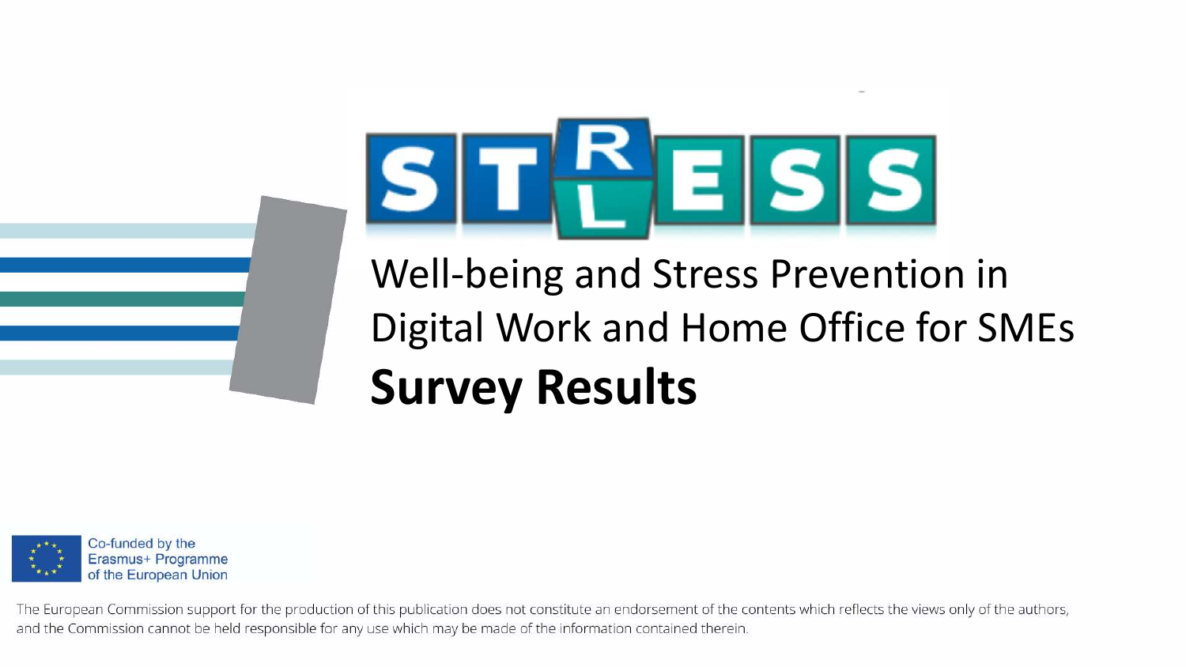# STRESS

Well-being and Stress Prevention in Digital Work and Home Office for SMEs

**Survey Results**

Co-funded by the Erasmus+ Programme of the European Union

The European Commission support for the production of this publication does not constitute an endorsement of the contents which reflects the views only of the authors, and the Commission cannot be held responsible for any use which may be made of the information contained therein.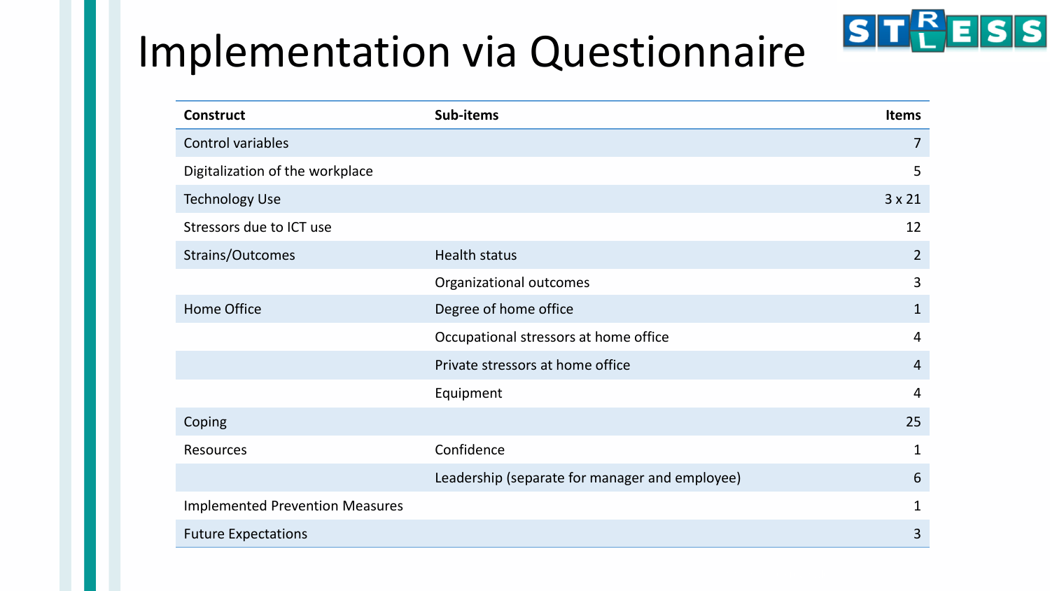# Implementation via Questionnaire

| Construct | Sub-items | Items |
|---|---|---|
| Control variables | | 7 |
| Digitalization of the workplace | | 5 |
| Technology Use | | 3 x 21 |
| Stressors due to ICT use | | 12 |
| Strains/Outcomes | Health status | 2 |
| | Organizational outcomes | 3 |
| Home Office | Degree of home office | 1 |
| | Occupational stressors at home office | 4 |
| | Private stressors at home office | 4 |
| | Equipment | 4 |
| Coping | | 25 |
| Resources | Confidence | 1 |
| | Leadership (separate for manager and employee) | 6 |
| Implemented Prevention Measures | | 1 |
| Future Expectations | | 3 |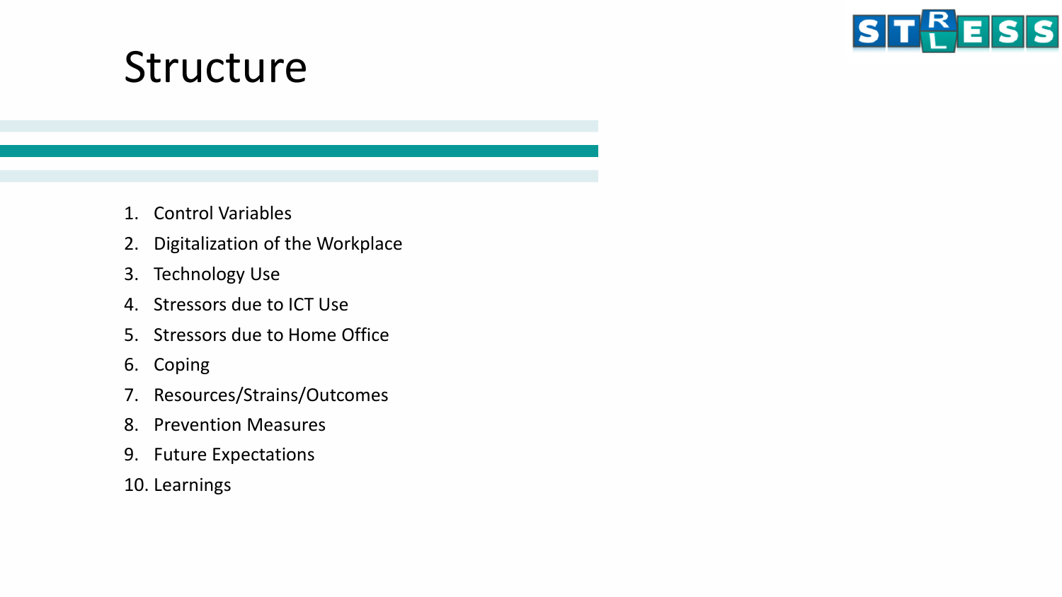# Structure

1. Control Variables
2. Digitalization of the Workplace
3. Technology Use
4. Stressors due to ICT Use
5. Stressors due to Home Office
6. Coping
7. Resources/Strains/Outcomes
8. Prevention Measures
9. Future Expectations
10. Learnings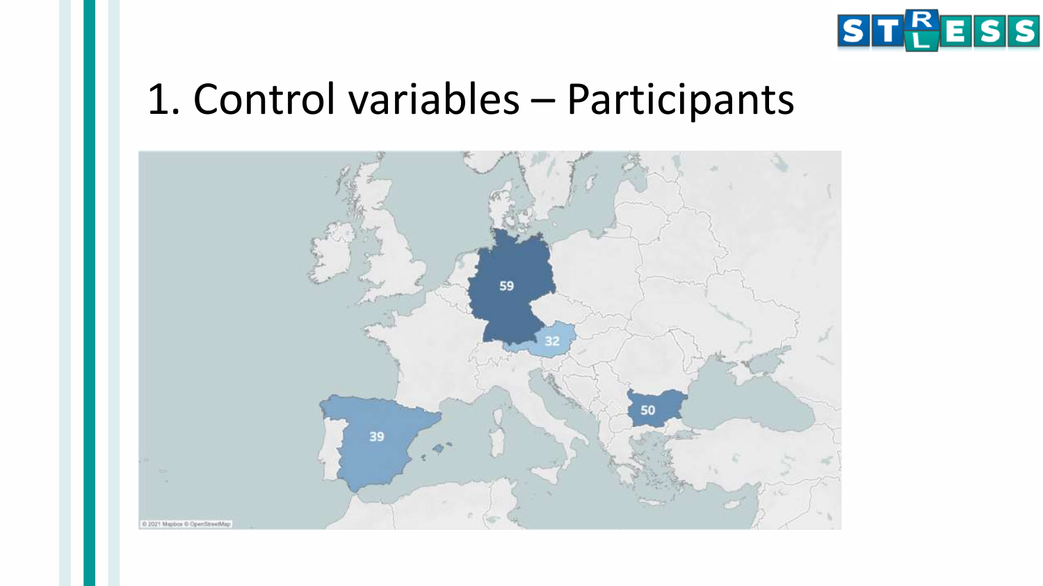# 1. Control variables – Participants

59

32

39

50

© 2021 Mapbox © OpenStreetMap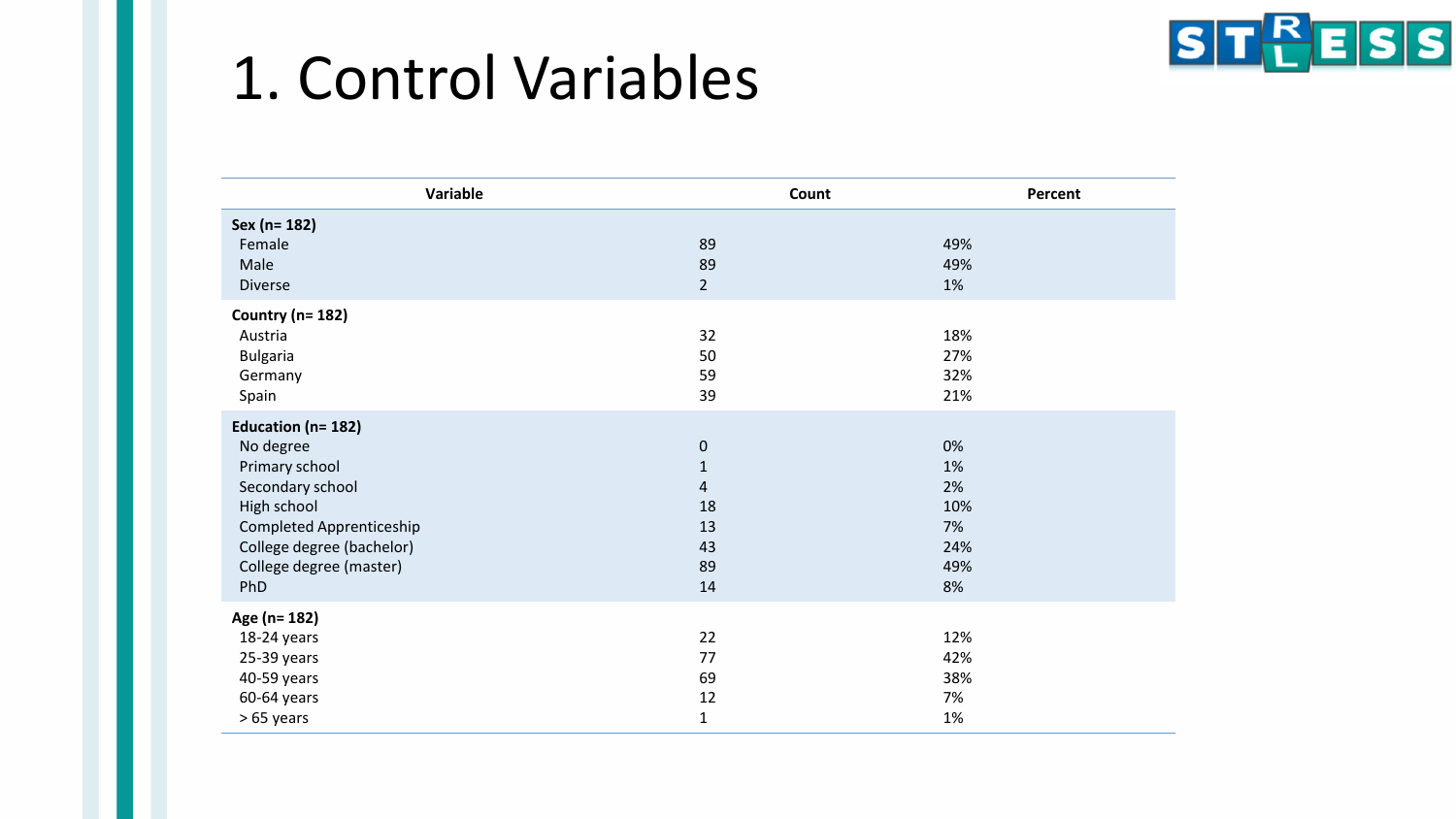# 1. Control Variables

| Variable | Count | Percent |
|---|---|---|
| **Sex (n= 182)** | | |
| Female | 89 | 49% |
| Male | 89 | 49% |
| Diverse | 2 | 1% |
| **Country (n= 182)** | | |
| Austria | 32 | 18% |
| Bulgaria | 50 | 27% |
| Germany | 59 | 32% |
| Spain | 39 | 21% |
| **Education (n= 182)** | | |
| No degree | 0 | 0% |
| Primary school | 1 | 1% |
| Secondary school | 4 | 2% |
| High school | 18 | 10% |
| Completed Apprenticeship | 13 | 7% |
| College degree (bachelor) | 43 | 24% |
| College degree (master) | 89 | 49% |
| PhD | 14 | 8% |
| **Age (n= 182)** | | |
| 18-24 years | 22 | 12% |
| 25-39 years | 77 | 42% |
| 40-59 years | 69 | 38% |
| 60-64 years | 12 | 7% |
| > 65 years | 1 | 1% |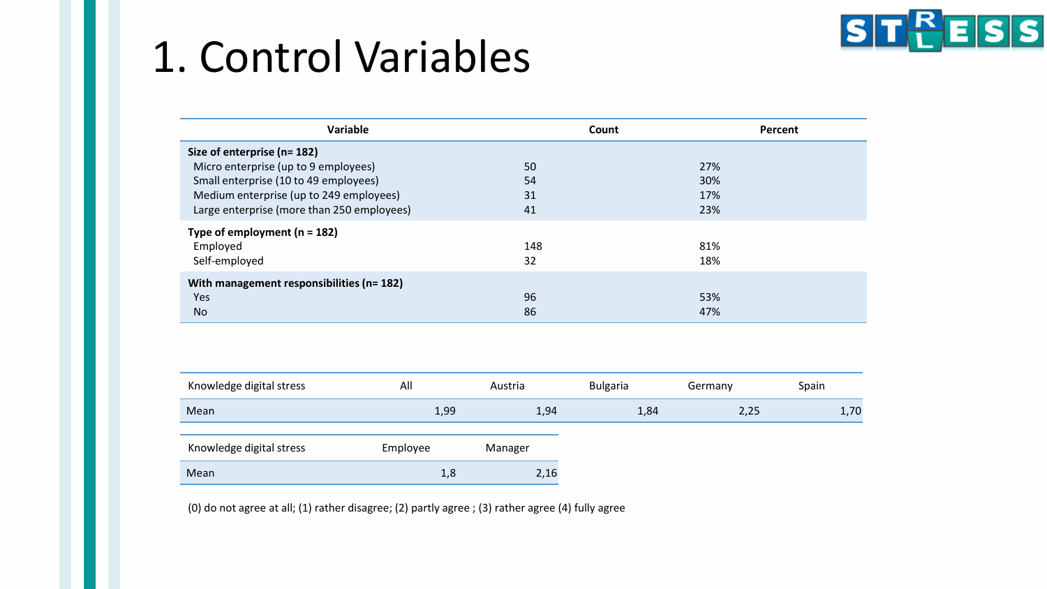# 1. Control Variables

| Variable | Count | Percent |
|---|---|---|
| **Size of enterprise (n= 182)** | | |
| Micro enterprise (up to 9 employees) | 50 | 27% |
| Small enterprise (10 to 49 employees) | 54 | 30% |
| Medium enterprise (up to 249 employees) | 31 | 17% |
| Large enterprise (more than 250 employees) | 41 | 23% |
| **Type of employment (n = 182)** | | |
| Employed | 148 | 81% |
| Self-employed | 32 | 18% |
| **With management responsibilities (n= 182)** | | |
| Yes | 96 | 53% |
| No | 86 | 47% |

| Knowledge digital stress | All | Austria | Bulgaria | Germany | Spain |
|---|---|---|---|---|---|
| Mean | 1,99 | 1,94 | 1,84 | 2,25 | 1,70 |

| Knowledge digital stress | Employee | Manager |
|---|---|---|
| Mean | 1,8 | 2,16 |

(0) do not agree at all; (1) rather disagree; (2) partly agree ; (3) rather agree (4) fully agree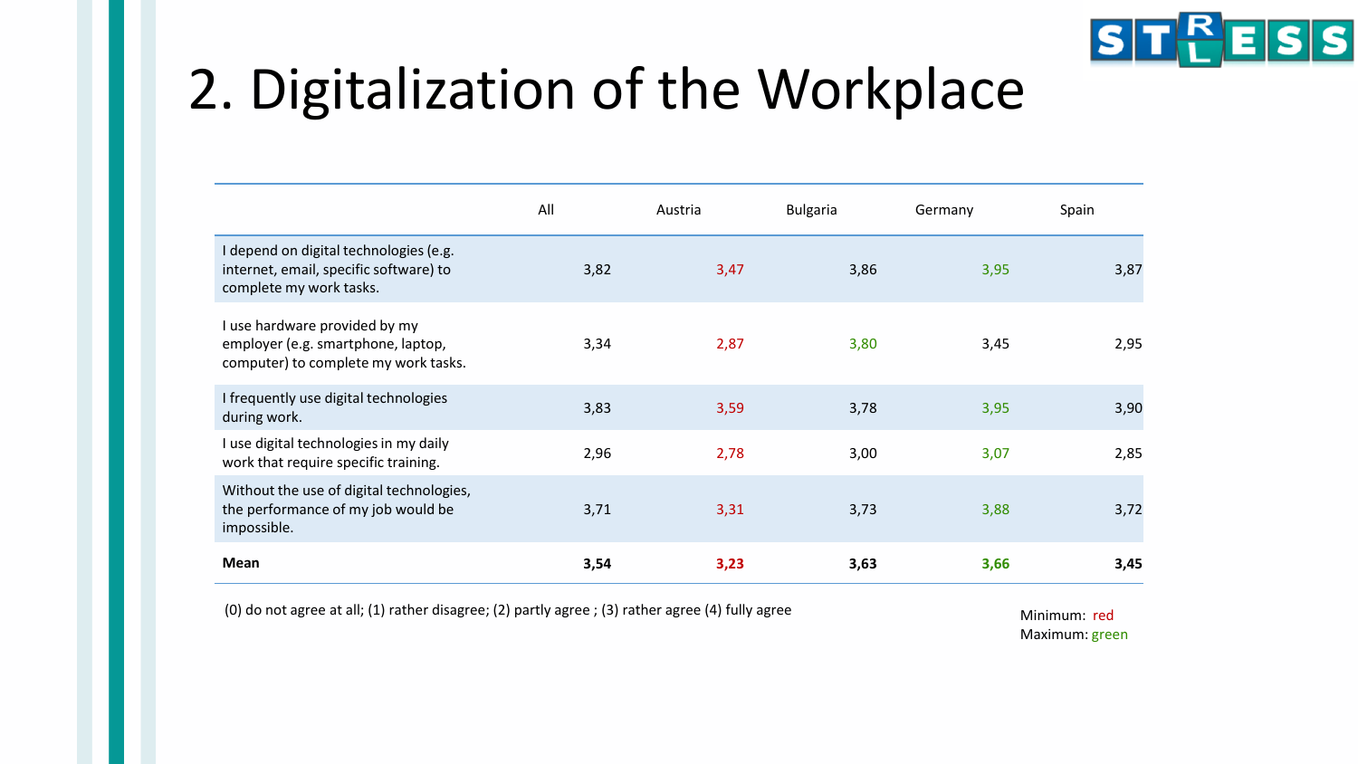# 2. Digitalization of the Workplace

| | All | Austria | Bulgaria | Germany | Spain |
|---|---|---|---|---|---|
| I depend on digital technologies (e.g. internet, email, specific software) to complete my work tasks. | 3,82 | 3,47 | 3,86 | 3,95 | 3,87 |
| I use hardware provided by my employer (e.g. smartphone, laptop, computer) to complete my work tasks. | 3,34 | 2,87 | 3,80 | 3,45 | 2,95 |
| I frequently use digital technologies during work. | 3,83 | 3,59 | 3,78 | 3,95 | 3,90 |
| I use digital technologies in my daily work that require specific training. | 2,96 | 2,78 | 3,00 | 3,07 | 2,85 |
| Without the use of digital technologies, the performance of my job would be impossible. | 3,71 | 3,31 | 3,73 | 3,88 | 3,72 |
| **Mean** | **3,54** | **3,23** | **3,63** | **3,66** | **3,45** |

(0) do not agree at all; (1) rather disagree; (2) partly agree ; (3) rather agree (4) fully agree

Minimum: red
Maximum: green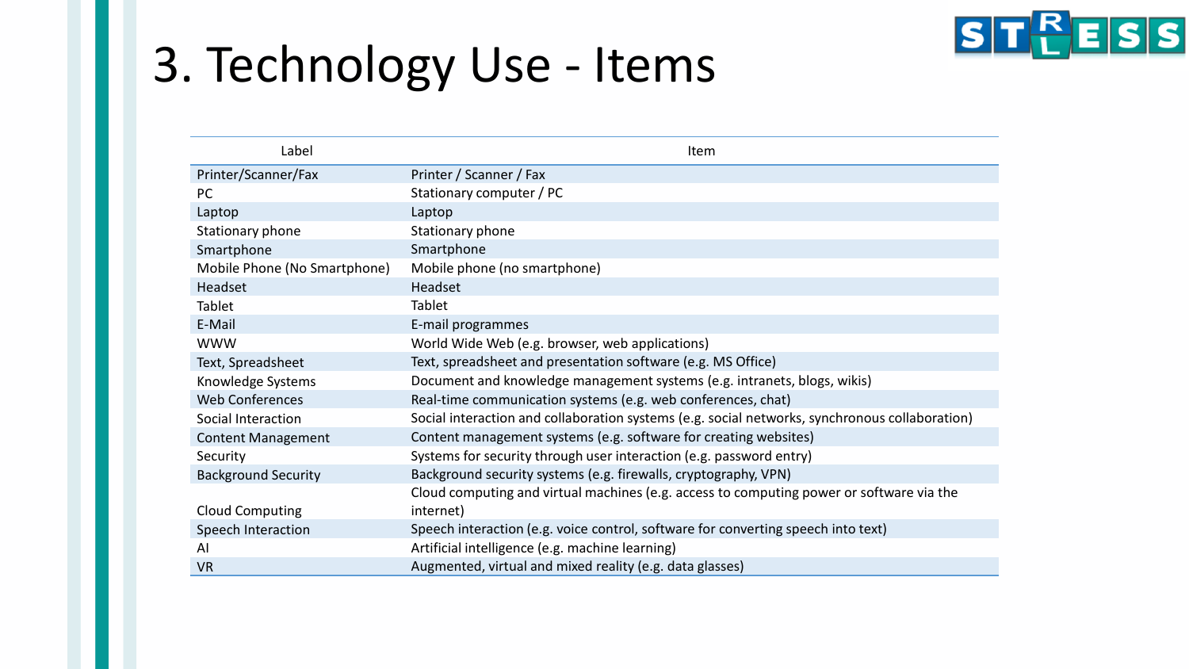# 3. Technology Use - Items

| Label | Item |
| --- | --- |
| Printer/Scanner/Fax | Printer / Scanner / Fax |
| PC | Stationary computer / PC |
| Laptop | Laptop |
| Stationary phone | Stationary phone |
| Smartphone | Smartphone |
| Mobile Phone (No Smartphone) | Mobile phone (no smartphone) |
| Headset | Headset |
| Tablet | Tablet |
| E-Mail | E-mail programmes |
| WWW | World Wide Web (e.g. browser, web applications) |
| Text, Spreadsheet | Text, spreadsheet and presentation software (e.g. MS Office) |
| Knowledge Systems | Document and knowledge management systems (e.g. intranets, blogs, wikis) |
| Web Conferences | Real-time communication systems (e.g. web conferences, chat) |
| Social Interaction | Social interaction and collaboration systems (e.g. social networks, synchronous collaboration) |
| Content Management | Content management systems (e.g. software for creating websites) |
| Security | Systems for security through user interaction (e.g. password entry) |
| Background Security | Background security systems (e.g. firewalls, cryptography, VPN) |
| Cloud Computing | Cloud computing and virtual machines (e.g. access to computing power or software via the internet) |
| Speech Interaction | Speech interaction (e.g. voice control, software for converting speech into text) |
| AI | Artificial intelligence (e.g. machine learning) |
| VR | Augmented, virtual and mixed reality (e.g. data glasses) |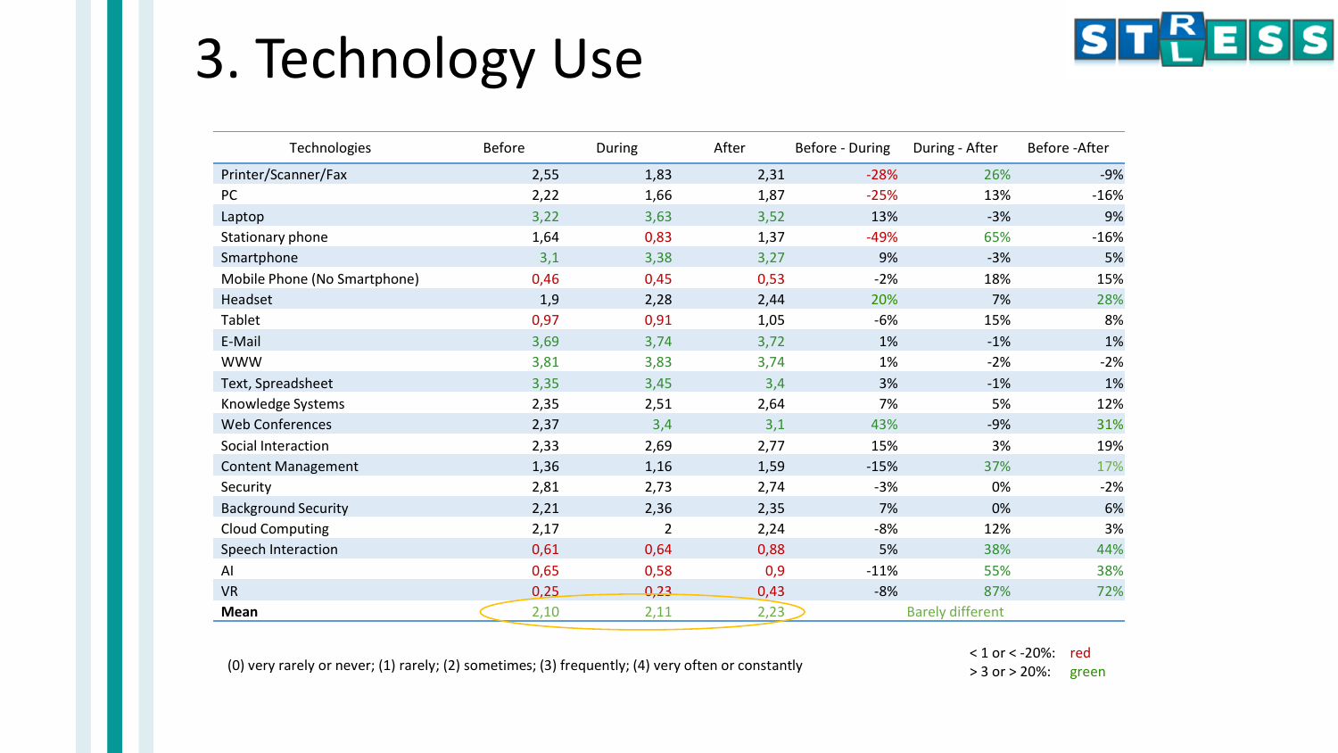# 3. Technology Use

| Technologies | Before | During | After | Before - During | During - After | Before -After |
|---|---|---|---|---|---|---|
| Printer/Scanner/Fax | 2,55 | 1,83 | 2,31 | -28% | 26% | -9% |
| PC | 2,22 | 1,66 | 1,87 | -25% | 13% | -16% |
| Laptop | 3,22 | 3,63 | 3,52 | 13% | -3% | 9% |
| Stationary phone | 1,64 | 0,83 | 1,37 | -49% | 65% | -16% |
| Smartphone | 3,1 | 3,38 | 3,27 | 9% | -3% | 5% |
| Mobile Phone (No Smartphone) | 0,46 | 0,45 | 0,53 | -2% | 18% | 15% |
| Headset | 1,9 | 2,28 | 2,44 | 20% | 7% | 28% |
| Tablet | 0,97 | 0,91 | 1,05 | -6% | 15% | 8% |
| E-Mail | 3,69 | 3,74 | 3,72 | 1% | -1% | 1% |
| WWW | 3,81 | 3,83 | 3,74 | 1% | -2% | -2% |
| Text, Spreadsheet | 3,35 | 3,45 | 3,4 | 3% | -1% | 1% |
| Knowledge Systems | 2,35 | 2,51 | 2,64 | 7% | 5% | 12% |
| Web Conferences | 2,37 | 3,4 | 3,1 | 43% | -9% | 31% |
| Social Interaction | 2,33 | 2,69 | 2,77 | 15% | 3% | 19% |
| Content Management | 1,36 | 1,16 | 1,59 | -15% | 37% | 17% |
| Security | 2,81 | 2,73 | 2,74 | -3% | 0% | -2% |
| Background Security | 2,21 | 2,36 | 2,35 | 7% | 0% | 6% |
| Cloud Computing | 2,17 | 2 | 2,24 | -8% | 12% | 3% |
| Speech Interaction | 0,61 | 0,64 | 0,88 | 5% | 38% | 44% |
| AI | 0,65 | 0,58 | 0,9 | -11% | 55% | 38% |
| VR | 0,25 | 0,23 | 0,43 | -8% | 87% | 72% |
| **Mean** | 2,10 | 2,11 | 2,23 | Barely different | | |

(0) very rarely or never; (1) rarely; (2) sometimes; (3) frequently; (4) very often or constantly

< 1 or < -20%: red
> 3 or > 20%: green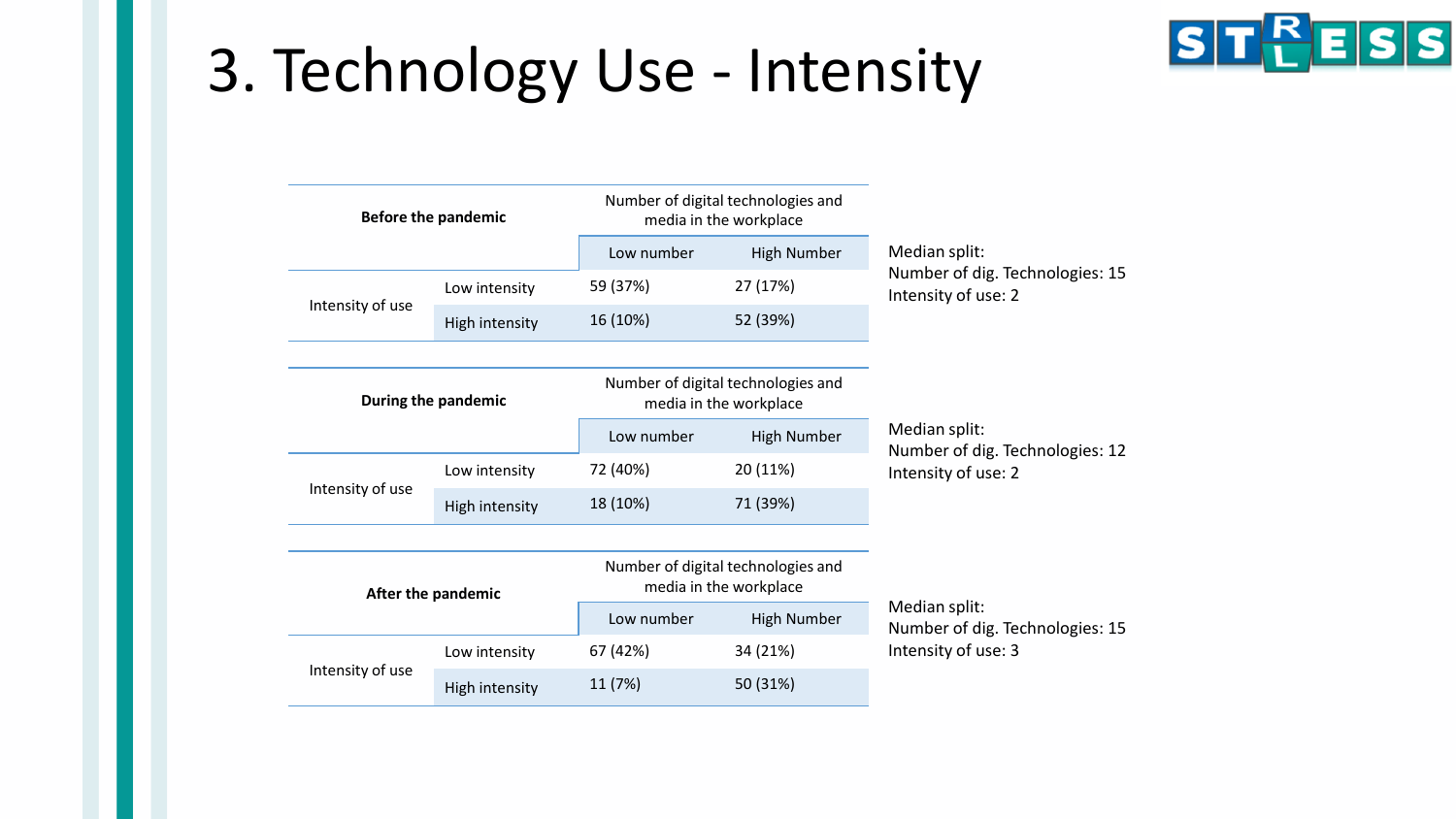# 3. Technology Use - Intensity

| Before the pandemic | | Number of digital technologies and media in the workplace | |
|---|---|---|---|
| | | Low number | High Number |
| Intensity of use | Low intensity | 59 (37%) | 27 (17%) |
| | High intensity | 16 (10%) | 52 (39%) |

Median split:
Number of dig. Technologies: 15
Intensity of use: 2

| During the pandemic | | Number of digital technologies and media in the workplace | |
|---|---|---|---|
| | | Low number | High Number |
| Intensity of use | Low intensity | 72 (40%) | 20 (11%) |
| | High intensity | 18 (10%) | 71 (39%) |

Median split:
Number of dig. Technologies: 12
Intensity of use: 2

| After the pandemic | | Number of digital technologies and media in the workplace | |
|---|---|---|---|
| | | Low number | High Number |
| Intensity of use | Low intensity | 67 (42%) | 34 (21%) |
| | High intensity | 11 (7%) | 50 (31%) |

Median split:
Number of dig. Technologies: 15
Intensity of use: 3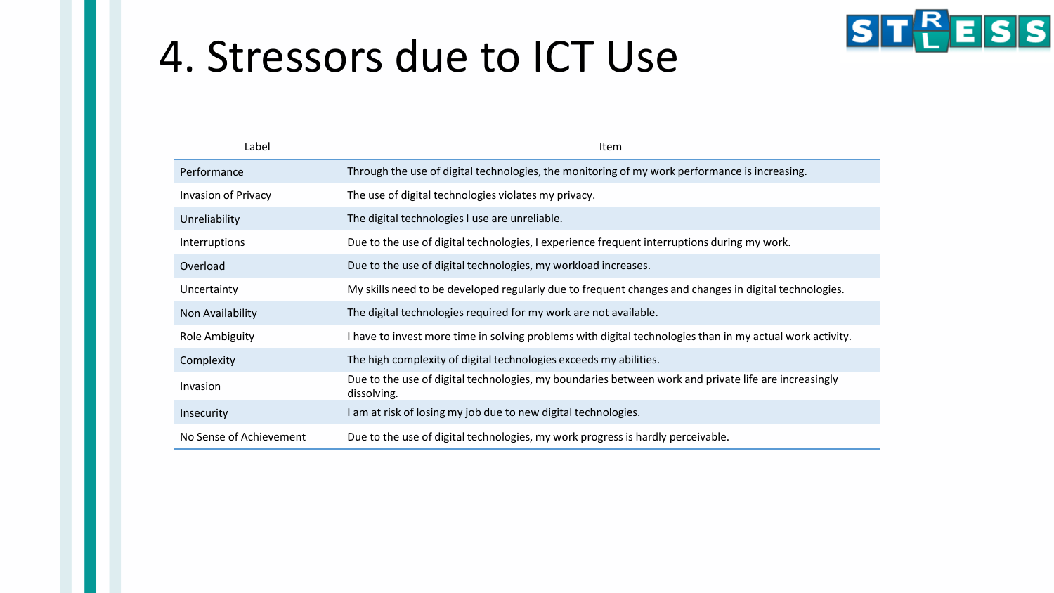# 4. Stressors due to ICT Use

| Label | Item |
|---|---|
| Performance | Through the use of digital technologies, the monitoring of my work performance is increasing. |
| Invasion of Privacy | The use of digital technologies violates my privacy. |
| Unreliability | The digital technologies I use are unreliable. |
| Interruptions | Due to the use of digital technologies, I experience frequent interruptions during my work. |
| Overload | Due to the use of digital technologies, my workload increases. |
| Uncertainty | My skills need to be developed regularly due to frequent changes and changes in digital technologies. |
| Non Availability | The digital technologies required for my work are not available. |
| Role Ambiguity | I have to invest more time in solving problems with digital technologies than in my actual work activity. |
| Complexity | The high complexity of digital technologies exceeds my abilities. |
| Invasion | Due to the use of digital technologies, my boundaries between work and private life are increasingly dissolving. |
| Insecurity | I am at risk of losing my job due to new digital technologies. |
| No Sense of Achievement | Due to the use of digital technologies, my work progress is hardly perceivable. |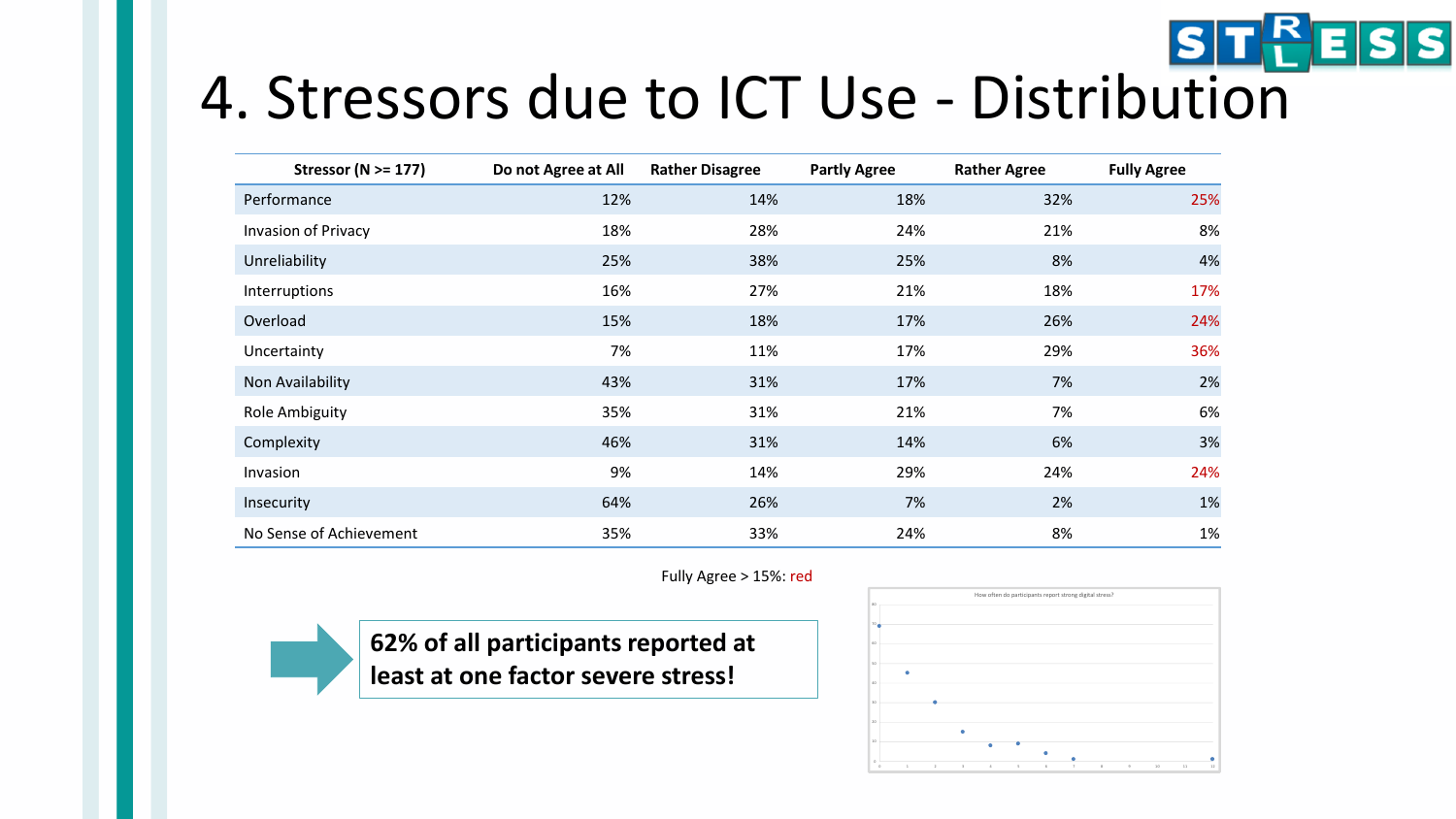# 4. Stressors due to ICT Use - Distribution

| Stressor (N >= 177) | Do not Agree at All | Rather Disagree | Partly Agree | Rather Agree | Fully Agree |
| --- | --- | --- | --- | --- | --- |
| Performance | 12% | 14% | 18% | 32% | 25% |
| Invasion of Privacy | 18% | 28% | 24% | 21% | 8% |
| Unreliability | 25% | 38% | 25% | 8% | 4% |
| Interruptions | 16% | 27% | 21% | 18% | 17% |
| Overload | 15% | 18% | 17% | 26% | 24% |
| Uncertainty | 7% | 11% | 17% | 29% | 36% |
| Non Availability | 43% | 31% | 17% | 7% | 2% |
| Role Ambiguity | 35% | 31% | 21% | 7% | 6% |
| Complexity | 46% | 31% | 14% | 6% | 3% |
| Invasion | 9% | 14% | 29% | 24% | 24% |
| Insecurity | 64% | 26% | 7% | 2% | 1% |
| No Sense of Achievement | 35% | 33% | 24% | 8% | 1% |

Fully Agree > 15%: red

**62% of all participants reported at least at one factor severe stress!**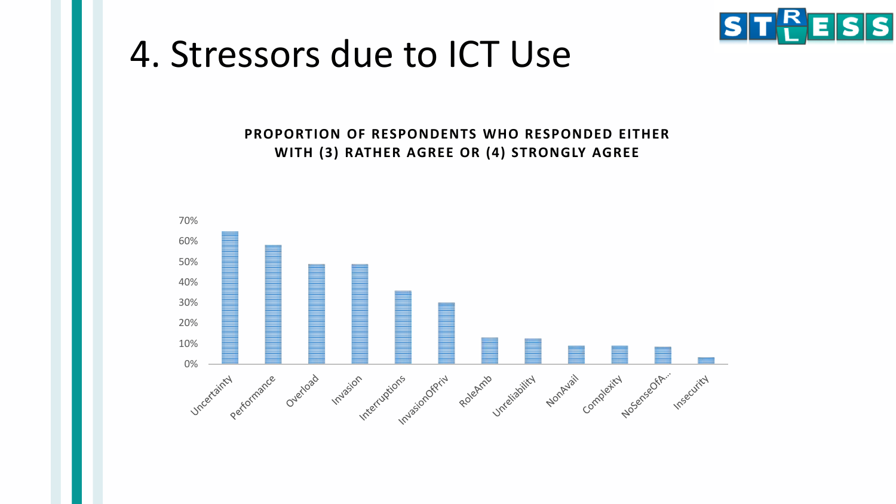# 4. Stressors due to ICT Use

**PROPORTION OF RESPONDENTS WHO RESPONDED EITHER WITH (3) RATHER AGREE OR (4) STRONGLY AGREE**

| Stressor | Proportion |
|---|---|
| Uncertainty | ~65% |
| Performance | ~58% |
| Overload | ~49% |
| Invasion | ~49% |
| Interruptions | ~36% |
| InvasionOfPriv | ~30% |
| RoleAmb | ~13% |
| Unreliability | ~12% |
| NonAvail | ~9% |
| Complexity | ~9% |
| NoSenseOfA... | ~8% |
| Insecurity | ~3% |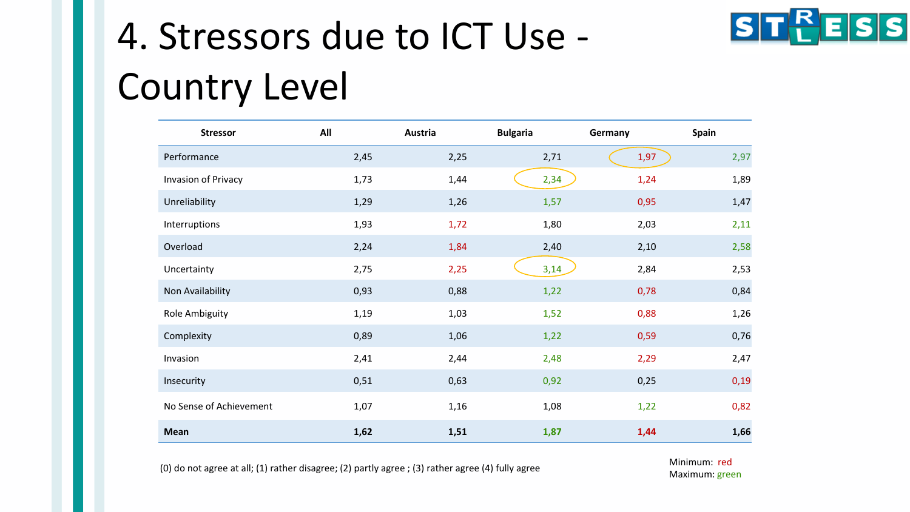# 4. Stressors due to ICT Use - Country Level

| Stressor | All | Austria | Bulgaria | Germany | Spain |
|---|---|---|---|---|---|
| Performance | 2,45 | 2,25 | 2,71 | 1,97 | 2,97 |
| Invasion of Privacy | 1,73 | 1,44 | 2,34 | 1,24 | 1,89 |
| Unreliability | 1,29 | 1,26 | 1,57 | 0,95 | 1,47 |
| Interruptions | 1,93 | 1,72 | 1,80 | 2,03 | 2,11 |
| Overload | 2,24 | 1,84 | 2,40 | 2,10 | 2,58 |
| Uncertainty | 2,75 | 2,25 | 3,14 | 2,84 | 2,53 |
| Non Availability | 0,93 | 0,88 | 1,22 | 0,78 | 0,84 |
| Role Ambiguity | 1,19 | 1,03 | 1,52 | 0,88 | 1,26 |
| Complexity | 0,89 | 1,06 | 1,22 | 0,59 | 0,76 |
| Invasion | 2,41 | 2,44 | 2,48 | 2,29 | 2,47 |
| Insecurity | 0,51 | 0,63 | 0,92 | 0,25 | 0,19 |
| No Sense of Achievement | 1,07 | 1,16 | 1,08 | 1,22 | 0,82 |
| **Mean** | **1,62** | **1,51** | **1,87** | **1,44** | **1,66** |

(0) do not agree at all; (1) rather disagree; (2) partly agree ; (3) rather agree (4) fully agree

Minimum: red
Maximum: green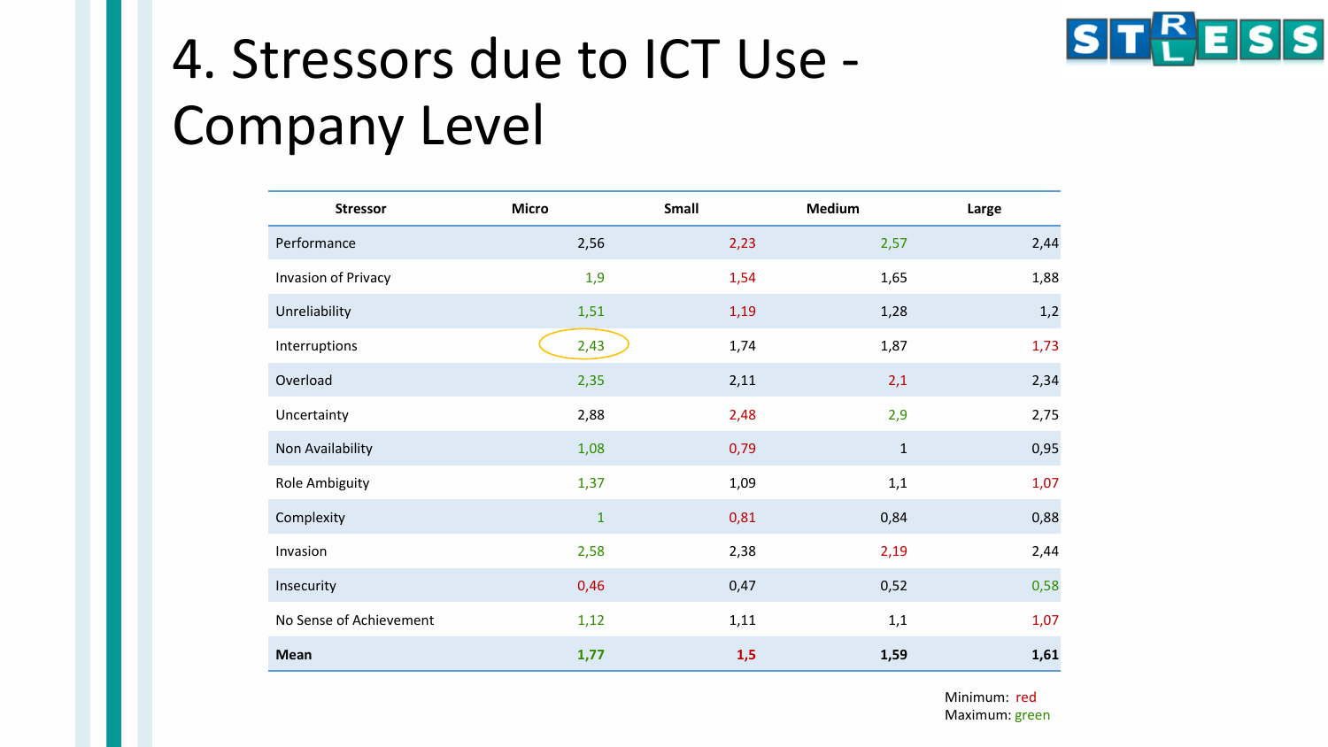# 4. Stressors due to ICT Use - Company Level

| Stressor | Micro | Small | Medium | Large |
|---|---|---|---|---|
| Performance | 2,56 | 2,23 | 2,57 | 2,44 |
| Invasion of Privacy | 1,9 | 1,54 | 1,65 | 1,88 |
| Unreliability | 1,51 | 1,19 | 1,28 | 1,2 |
| Interruptions | 2,43 | 1,74 | 1,87 | 1,73 |
| Overload | 2,35 | 2,11 | 2,1 | 2,34 |
| Uncertainty | 2,88 | 2,48 | 2,9 | 2,75 |
| Non Availability | 1,08 | 0,79 | 1 | 0,95 |
| Role Ambiguity | 1,37 | 1,09 | 1,1 | 1,07 |
| Complexity | 1 | 0,81 | 0,84 | 0,88 |
| Invasion | 2,58 | 2,38 | 2,19 | 2,44 |
| Insecurity | 0,46 | 0,47 | 0,52 | 0,58 |
| No Sense of Achievement | 1,12 | 1,11 | 1,1 | 1,07 |
| **Mean** | **1,77** | **1,5** | **1,59** | **1,61** |

Minimum: red
Maximum: green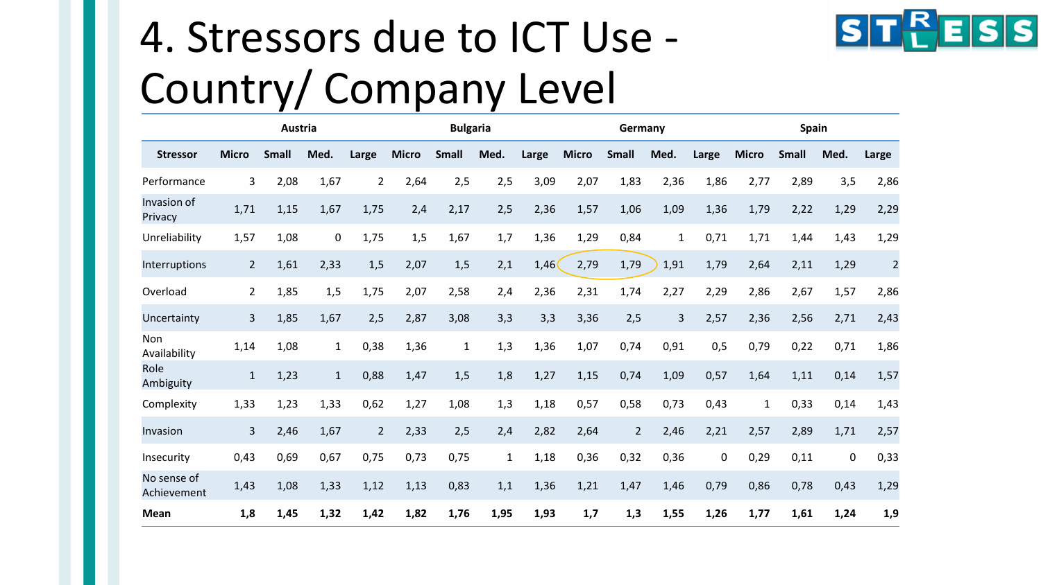# 4. Stressors due to ICT Use - Country/ Company Level

| | Austria | | | | Bulgaria | | | | Germany | | | | Spain | | | |
|---|---|---|---|---|---|---|---|---|---|---|---|---|---|---|---|---|
| **Stressor** | **Micro** | **Small** | **Med.** | **Large** | **Micro** | **Small** | **Med.** | **Large** | **Micro** | **Small** | **Med.** | **Large** | **Micro** | **Small** | **Med.** | **Large** |
| Performance | 3 | 2,08 | 1,67 | 2 | 2,64 | 2,5 | 2,5 | 3,09 | 2,07 | 1,83 | 2,36 | 1,86 | 2,77 | 2,89 | 3,5 | 2,86 |
| Invasion of Privacy | 1,71 | 1,15 | 1,67 | 1,75 | 2,4 | 2,17 | 2,5 | 2,36 | 1,57 | 1,06 | 1,09 | 1,36 | 1,79 | 2,22 | 1,29 | 2,29 |
| Unreliability | 1,57 | 1,08 | 0 | 1,75 | 1,5 | 1,67 | 1,7 | 1,36 | 1,29 | 0,84 | 1 | 0,71 | 1,71 | 1,44 | 1,43 | 1,29 |
| Interruptions | 2 | 1,61 | 2,33 | 1,5 | 2,07 | 1,5 | 2,1 | 1,46 | 2,79 | 1,79 | 1,91 | 1,79 | 2,64 | 2,11 | 1,29 | 2 |
| Overload | 2 | 1,85 | 1,5 | 1,75 | 2,07 | 2,58 | 2,4 | 2,36 | 2,31 | 1,74 | 2,27 | 2,29 | 2,86 | 2,67 | 1,57 | 2,86 |
| Uncertainty | 3 | 1,85 | 1,67 | 2,5 | 2,87 | 3,08 | 3,3 | 3,3 | 3,36 | 2,5 | 3 | 2,57 | 2,36 | 2,56 | 2,71 | 2,43 |
| Non Availability | 1,14 | 1,08 | 1 | 0,38 | 1,36 | 1 | 1,3 | 1,36 | 1,07 | 0,74 | 0,91 | 0,5 | 0,79 | 0,22 | 0,71 | 1,86 |
| Role Ambiguity | 1 | 1,23 | 1 | 0,88 | 1,47 | 1,5 | 1,8 | 1,27 | 1,15 | 0,74 | 1,09 | 0,57 | 1,64 | 1,11 | 0,14 | 1,57 |
| Complexity | 1,33 | 1,23 | 1,33 | 0,62 | 1,27 | 1,08 | 1,3 | 1,18 | 0,57 | 0,58 | 0,73 | 0,43 | 1 | 0,33 | 0,14 | 1,43 |
| Invasion | 3 | 2,46 | 1,67 | 2 | 2,33 | 2,5 | 2,4 | 2,82 | 2,64 | 2 | 2,46 | 2,21 | 2,57 | 2,89 | 1,71 | 2,57 |
| Insecurity | 0,43 | 0,69 | 0,67 | 0,75 | 0,73 | 0,75 | 1 | 1,18 | 0,36 | 0,32 | 0,36 | 0 | 0,29 | 0,11 | 0 | 0,33 |
| No sense of Achievement | 1,43 | 1,08 | 1,33 | 1,12 | 1,13 | 0,83 | 1,1 | 1,36 | 1,21 | 1,47 | 1,46 | 0,79 | 0,86 | 0,78 | 0,43 | 1,29 |
| **Mean** | **1,8** | **1,45** | **1,32** | **1,42** | **1,82** | **1,76** | **1,95** | **1,93** | **1,7** | **1,3** | **1,55** | **1,26** | **1,77** | **1,61** | **1,24** | **1,9** |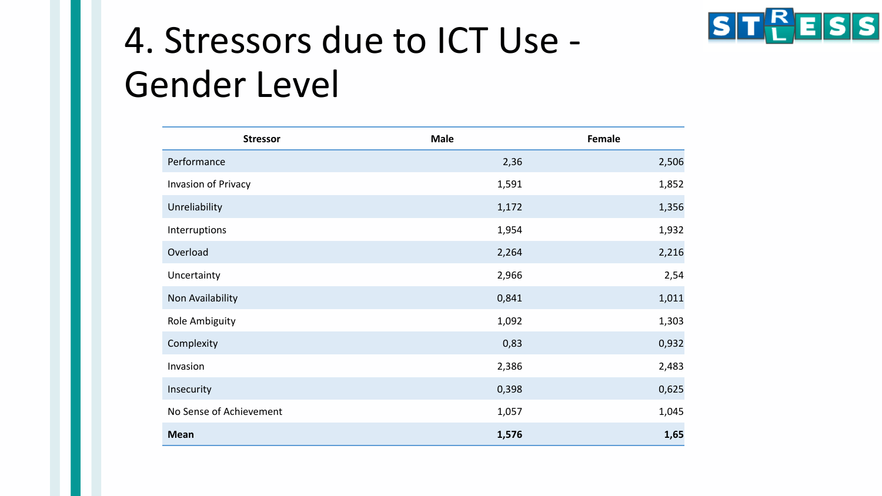# 4. Stressors due to ICT Use - Gender Level

| Stressor | Male | Female |
|---|---|---|
| Performance | 2,36 | 2,506 |
| Invasion of Privacy | 1,591 | 1,852 |
| Unreliability | 1,172 | 1,356 |
| Interruptions | 1,954 | 1,932 |
| Overload | 2,264 | 2,216 |
| Uncertainty | 2,966 | 2,54 |
| Non Availability | 0,841 | 1,011 |
| Role Ambiguity | 1,092 | 1,303 |
| Complexity | 0,83 | 0,932 |
| Invasion | 2,386 | 2,483 |
| Insecurity | 0,398 | 0,625 |
| No Sense of Achievement | 1,057 | 1,045 |
| **Mean** | **1,576** | **1,65** |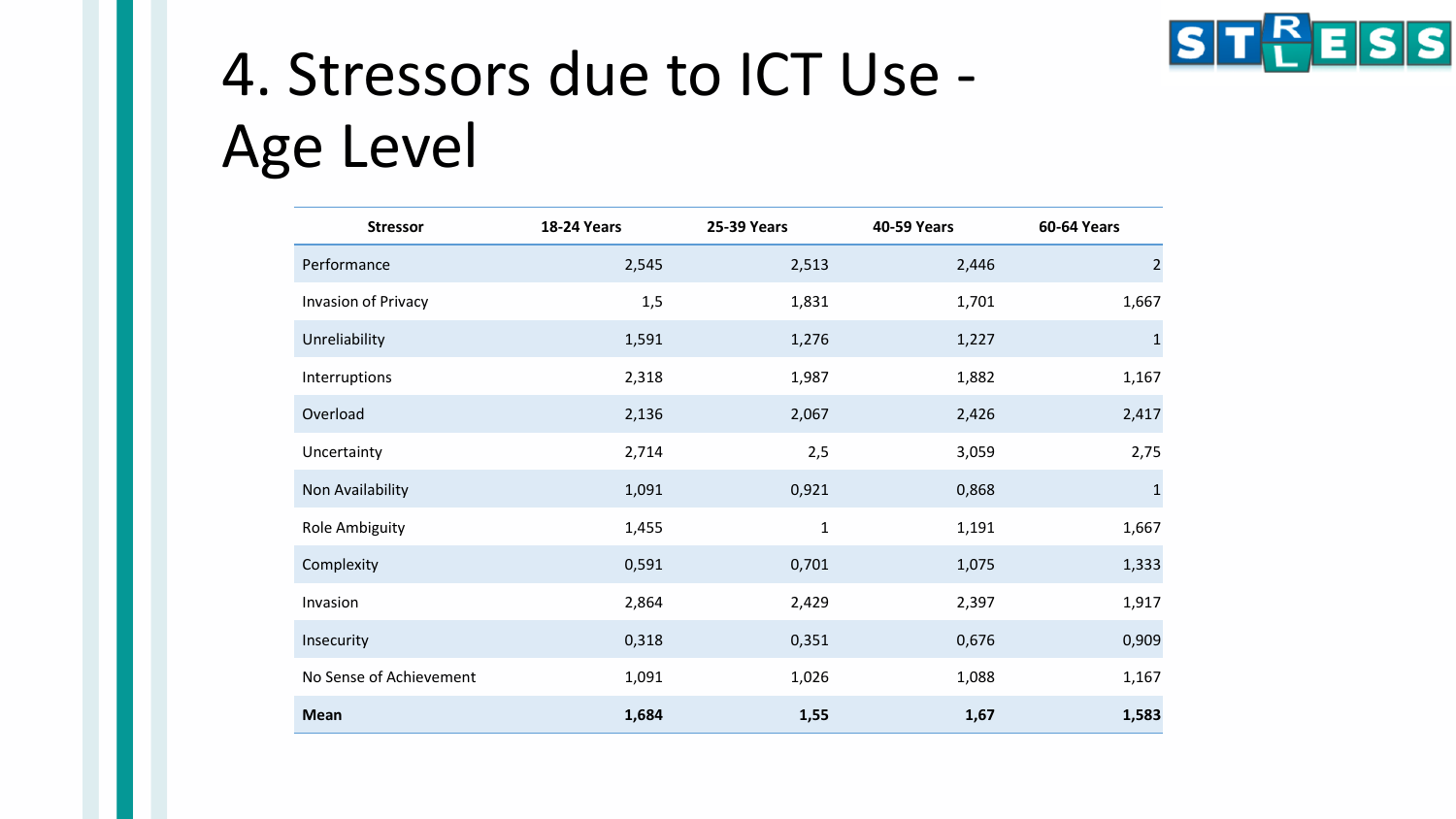# 4. Stressors due to ICT Use - Age Level

| Stressor | 18-24 Years | 25-39 Years | 40-59 Years | 60-64 Years |
|---|---|---|---|---|
| Performance | 2,545 | 2,513 | 2,446 | 2 |
| Invasion of Privacy | 1,5 | 1,831 | 1,701 | 1,667 |
| Unreliability | 1,591 | 1,276 | 1,227 | 1 |
| Interruptions | 2,318 | 1,987 | 1,882 | 1,167 |
| Overload | 2,136 | 2,067 | 2,426 | 2,417 |
| Uncertainty | 2,714 | 2,5 | 3,059 | 2,75 |
| Non Availability | 1,091 | 0,921 | 0,868 | 1 |
| Role Ambiguity | 1,455 | 1 | 1,191 | 1,667 |
| Complexity | 0,591 | 0,701 | 1,075 | 1,333 |
| Invasion | 2,864 | 2,429 | 2,397 | 1,917 |
| Insecurity | 0,318 | 0,351 | 0,676 | 0,909 |
| No Sense of Achievement | 1,091 | 1,026 | 1,088 | 1,167 |
| **Mean** | **1,684** | **1,55** | **1,67** | **1,583** |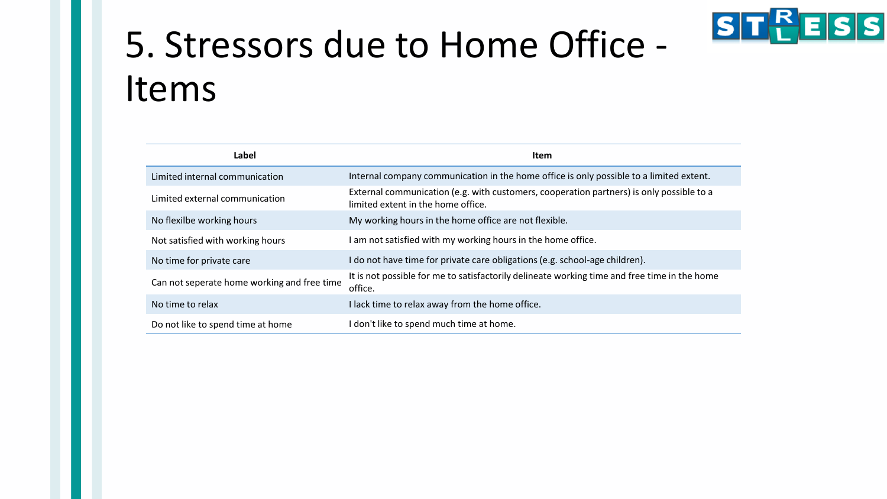# 5. Stressors due to Home Office - Items

| Label | Item |
| --- | --- |
| Limited internal communication | Internal company communication in the home office is only possible to a limited extent. |
| Limited external communication | External communication (e.g. with customers, cooperation partners) is only possible to a limited extent in the home office. |
| No flexilbe working hours | My working hours in the home office are not flexible. |
| Not satisfied with working hours | I am not satisfied with my working hours in the home office. |
| No time for private care | I do not have time for private care obligations (e.g. school-age children). |
| Can not seperate home working and free time | It is not possible for me to satisfactorily delineate working time and free time in the home office. |
| No time to relax | I lack time to relax away from the home office. |
| Do not like to spend time at home | I don't like to spend much time at home. |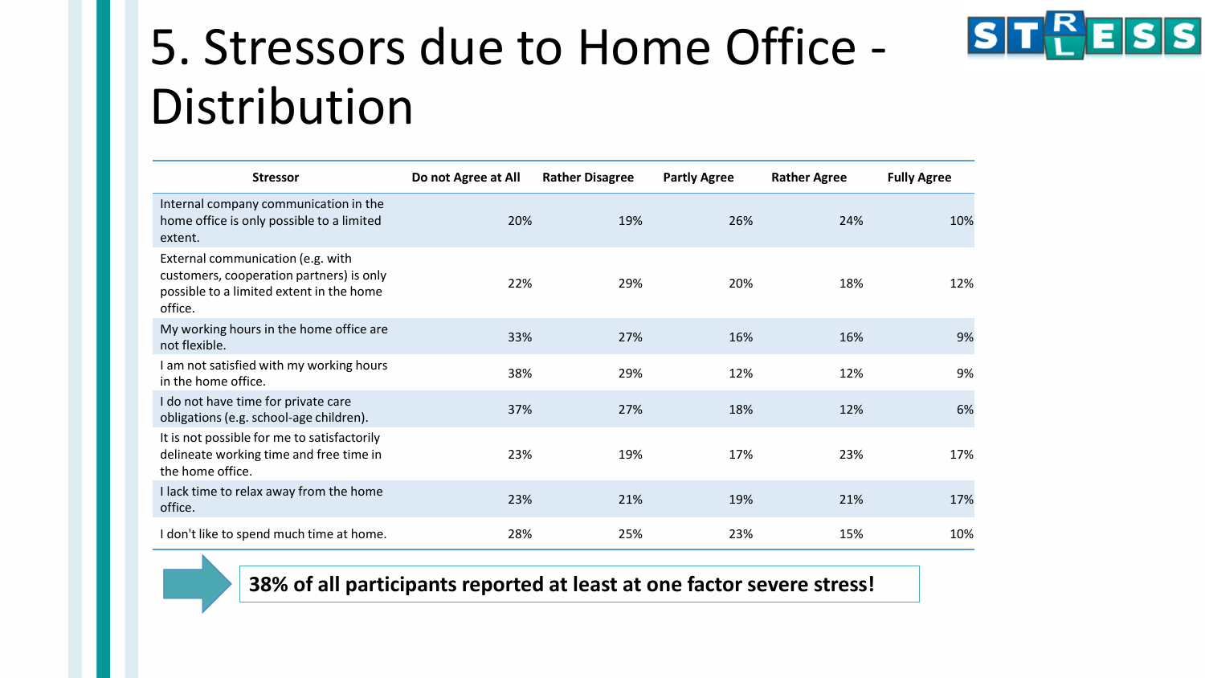# 5. Stressors due to Home Office - Distribution

| Stressor | Do not Agree at All | Rather Disagree | Partly Agree | Rather Agree | Fully Agree |
|---|---|---|---|---|---|
| Internal company communication in the home office is only possible to a limited extent. | 20% | 19% | 26% | 24% | 10% |
| External communication (e.g. with customers, cooperation partners) is only possible to a limited extent in the home office. | 22% | 29% | 20% | 18% | 12% |
| My working hours in the home office are not flexible. | 33% | 27% | 16% | 16% | 9% |
| I am not satisfied with my working hours in the home office. | 38% | 29% | 12% | 12% | 9% |
| I do not have time for private care obligations (e.g. school-age children). | 37% | 27% | 18% | 12% | 6% |
| It is not possible for me to satisfactorily delineate working time and free time in the home office. | 23% | 19% | 17% | 23% | 17% |
| I lack time to relax away from the home office. | 23% | 21% | 19% | 21% | 17% |
| I don't like to spend much time at home. | 28% | 25% | 23% | 15% | 10% |

**38% of all participants reported at least at one factor severe stress!**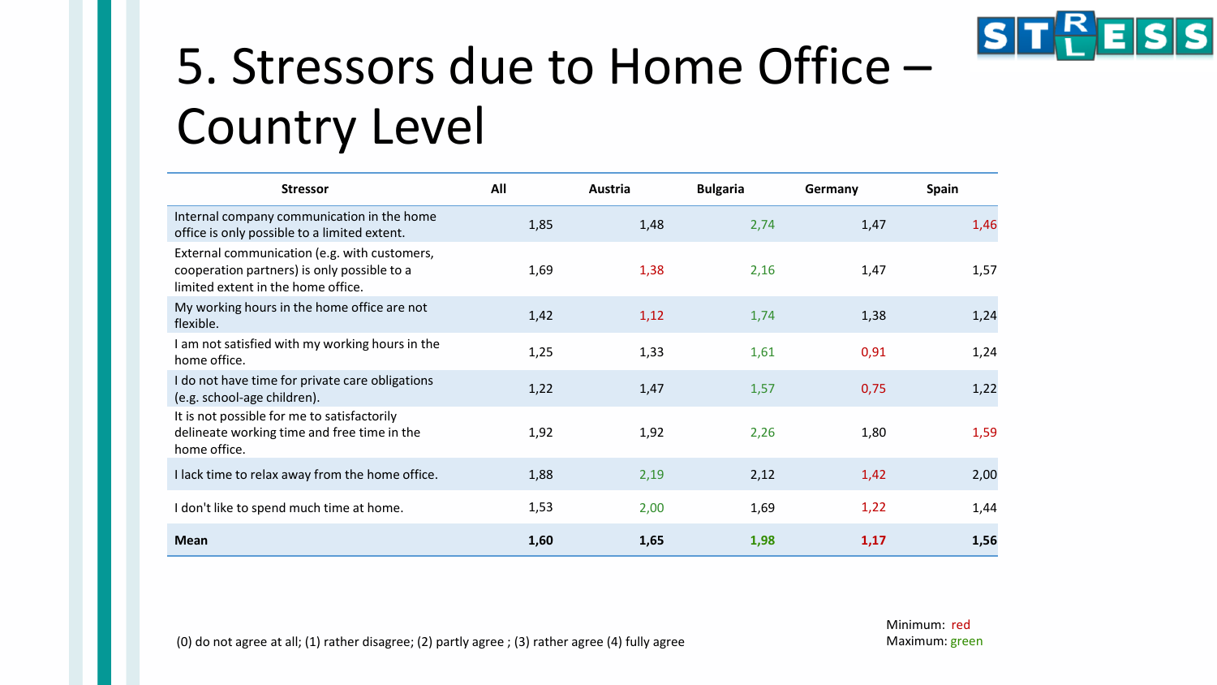# 5. Stressors due to Home Office – Country Level

| Stressor | All | Austria | Bulgaria | Germany | Spain |
|---|---|---|---|---|---|
| Internal company communication in the home office is only possible to a limited extent. | 1,85 | 1,48 | 2,74 | 1,47 | 1,46 |
| External communication (e.g. with customers, cooperation partners) is only possible to a limited extent in the home office. | 1,69 | 1,38 | 2,16 | 1,47 | 1,57 |
| My working hours in the home office are not flexible. | 1,42 | 1,12 | 1,74 | 1,38 | 1,24 |
| I am not satisfied with my working hours in the home office. | 1,25 | 1,33 | 1,61 | 0,91 | 1,24 |
| I do not have time for private care obligations (e.g. school-age children). | 1,22 | 1,47 | 1,57 | 0,75 | 1,22 |
| It is not possible for me to satisfactorily delineate working time and free time in the home office. | 1,92 | 1,92 | 2,26 | 1,80 | 1,59 |
| I lack time to relax away from the home office. | 1,88 | 2,19 | 2,12 | 1,42 | 2,00 |
| I don't like to spend much time at home. | 1,53 | 2,00 | 1,69 | 1,22 | 1,44 |
| **Mean** | **1,60** | **1,65** | **1,98** | **1,17** | **1,56** |

(0) do not agree at all; (1) rather disagree; (2) partly agree ; (3) rather agree (4) fully agree

Minimum: red
Maximum: green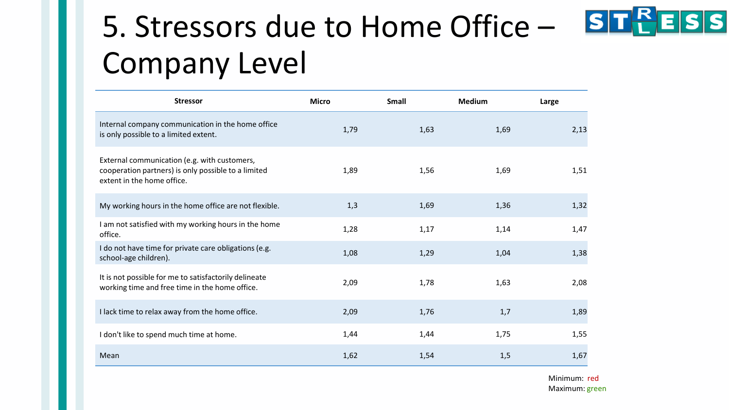# 5. Stressors due to Home Office – Company Level

| Stressor | Micro | Small | Medium | Large |
|---|---|---|---|---|
| Internal company communication in the home office is only possible to a limited extent. | 1,79 | 1,63 | 1,69 | 2,13 |
| External communication (e.g. with customers, cooperation partners) is only possible to a limited extent in the home office. | 1,89 | 1,56 | 1,69 | 1,51 |
| My working hours in the home office are not flexible. | 1,3 | 1,69 | 1,36 | 1,32 |
| I am not satisfied with my working hours in the home office. | 1,28 | 1,17 | 1,14 | 1,47 |
| I do not have time for private care obligations (e.g. school-age children). | 1,08 | 1,29 | 1,04 | 1,38 |
| It is not possible for me to satisfactorily delineate working time and free time in the home office. | 2,09 | 1,78 | 1,63 | 2,08 |
| I lack time to relax away from the home office. | 2,09 | 1,76 | 1,7 | 1,89 |
| I don't like to spend much time at home. | 1,44 | 1,44 | 1,75 | 1,55 |
| Mean | 1,62 | 1,54 | 1,5 | 1,67 |

Minimum: red
Maximum: green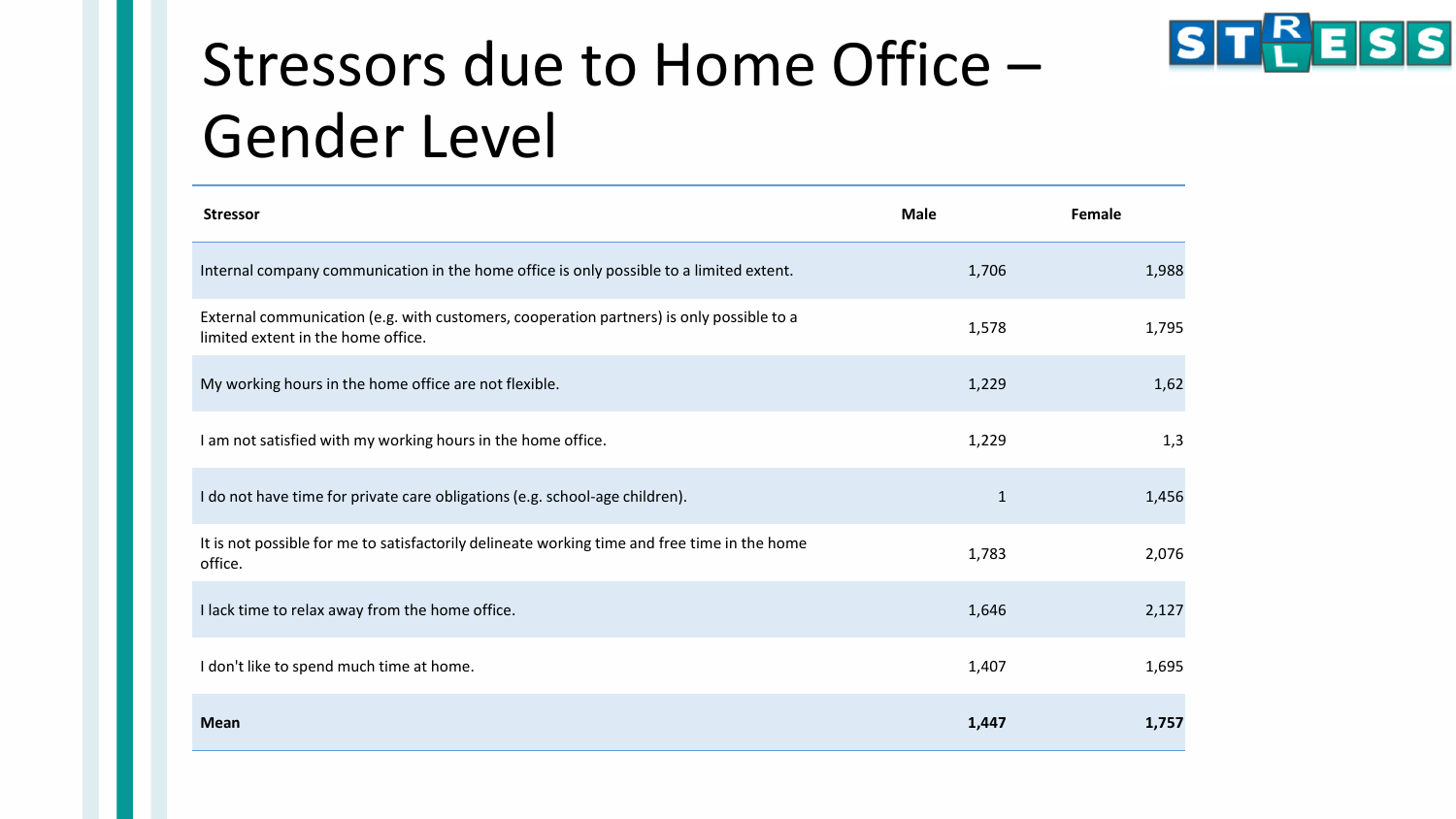# Stressors due to Home Office – Gender Level

| Stressor | Male | Female |
|---|---|---|
| Internal company communication in the home office is only possible to a limited extent. | 1,706 | 1,988 |
| External communication (e.g. with customers, cooperation partners) is only possible to a limited extent in the home office. | 1,578 | 1,795 |
| My working hours in the home office are not flexible. | 1,229 | 1,62 |
| I am not satisfied with my working hours in the home office. | 1,229 | 1,3 |
| I do not have time for private care obligations (e.g. school-age children). | 1 | 1,456 |
| It is not possible for me to satisfactorily delineate working time and free time in the home office. | 1,783 | 2,076 |
| I lack time to relax away from the home office. | 1,646 | 2,127 |
| I don't like to spend much time at home. | 1,407 | 1,695 |
| **Mean** | **1,447** | **1,757** |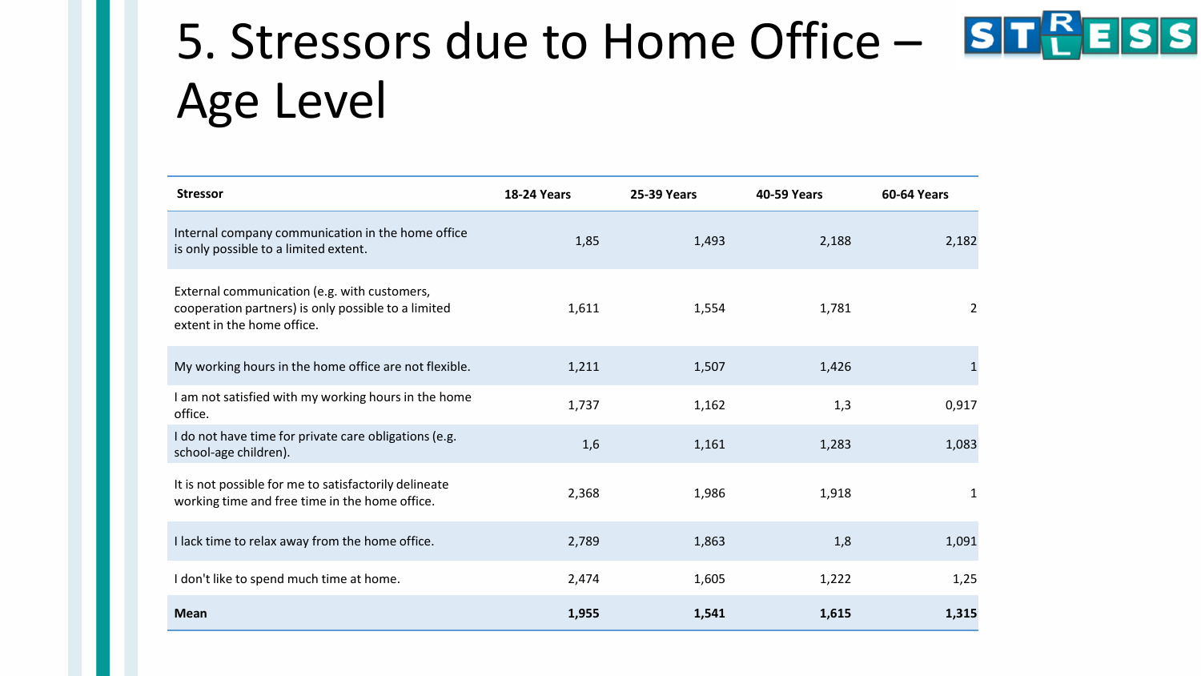# 5. Stressors due to Home Office – Age Level

| Stressor | 18-24 Years | 25-39 Years | 40-59 Years | 60-64 Years |
|---|---|---|---|---|
| Internal company communication in the home office is only possible to a limited extent. | 1,85 | 1,493 | 2,188 | 2,182 |
| External communication (e.g. with customers, cooperation partners) is only possible to a limited extent in the home office. | 1,611 | 1,554 | 1,781 | 2 |
| My working hours in the home office are not flexible. | 1,211 | 1,507 | 1,426 | 1 |
| I am not satisfied with my working hours in the home office. | 1,737 | 1,162 | 1,3 | 0,917 |
| I do not have time for private care obligations (e.g. school-age children). | 1,6 | 1,161 | 1,283 | 1,083 |
| It is not possible for me to satisfactorily delineate working time and free time in the home office. | 2,368 | 1,986 | 1,918 | 1 |
| I lack time to relax away from the home office. | 2,789 | 1,863 | 1,8 | 1,091 |
| I don't like to spend much time at home. | 2,474 | 1,605 | 1,222 | 1,25 |
| **Mean** | **1,955** | **1,541** | **1,615** | **1,315** |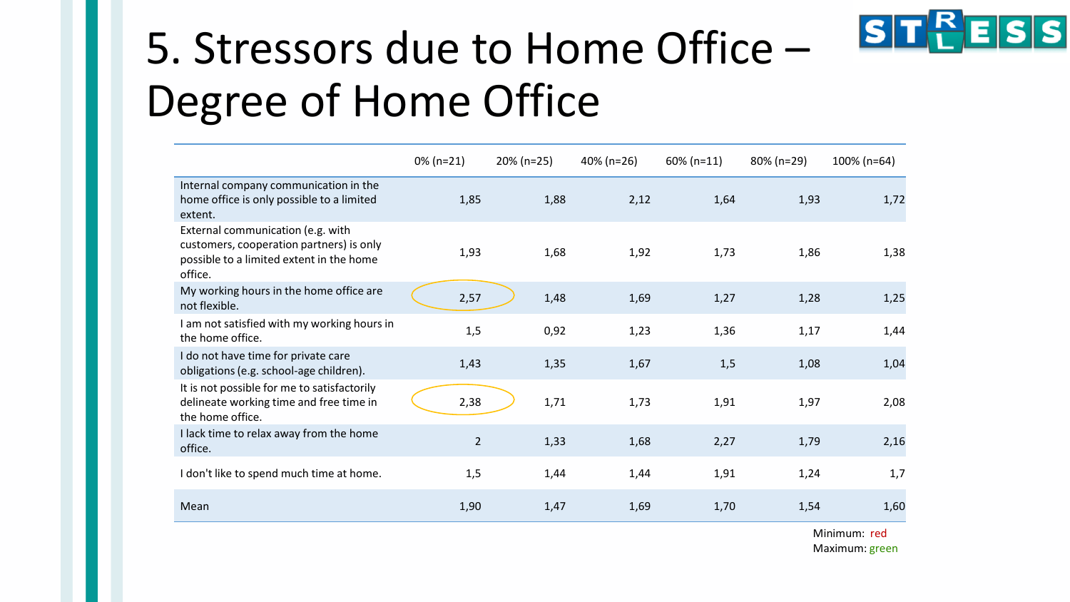# 5. Stressors due to Home Office – Degree of Home Office

| | 0% (n=21) | 20% (n=25) | 40% (n=26) | 60% (n=11) | 80% (n=29) | 100% (n=64) |
|---|---|---|---|---|---|---|
| Internal company communication in the home office is only possible to a limited extent. | 1,85 | 1,88 | 2,12 | 1,64 | 1,93 | 1,72 |
| External communication (e.g. with customers, cooperation partners) is only possible to a limited extent in the home office. | 1,93 | 1,68 | 1,92 | 1,73 | 1,86 | 1,38 |
| My working hours in the home office are not flexible. | 2,57 | 1,48 | 1,69 | 1,27 | 1,28 | 1,25 |
| I am not satisfied with my working hours in the home office. | 1,5 | 0,92 | 1,23 | 1,36 | 1,17 | 1,44 |
| I do not have time for private care obligations (e.g. school-age children). | 1,43 | 1,35 | 1,67 | 1,5 | 1,08 | 1,04 |
| It is not possible for me to satisfactorily delineate working time and free time in the home office. | 2,38 | 1,71 | 1,73 | 1,91 | 1,97 | 2,08 |
| I lack time to relax away from the home office. | 2 | 1,33 | 1,68 | 2,27 | 1,79 | 2,16 |
| I don't like to spend much time at home. | 1,5 | 1,44 | 1,44 | 1,91 | 1,24 | 1,7 |
| Mean | 1,90 | 1,47 | 1,69 | 1,70 | 1,54 | 1,60 |

Minimum: red
Maximum: green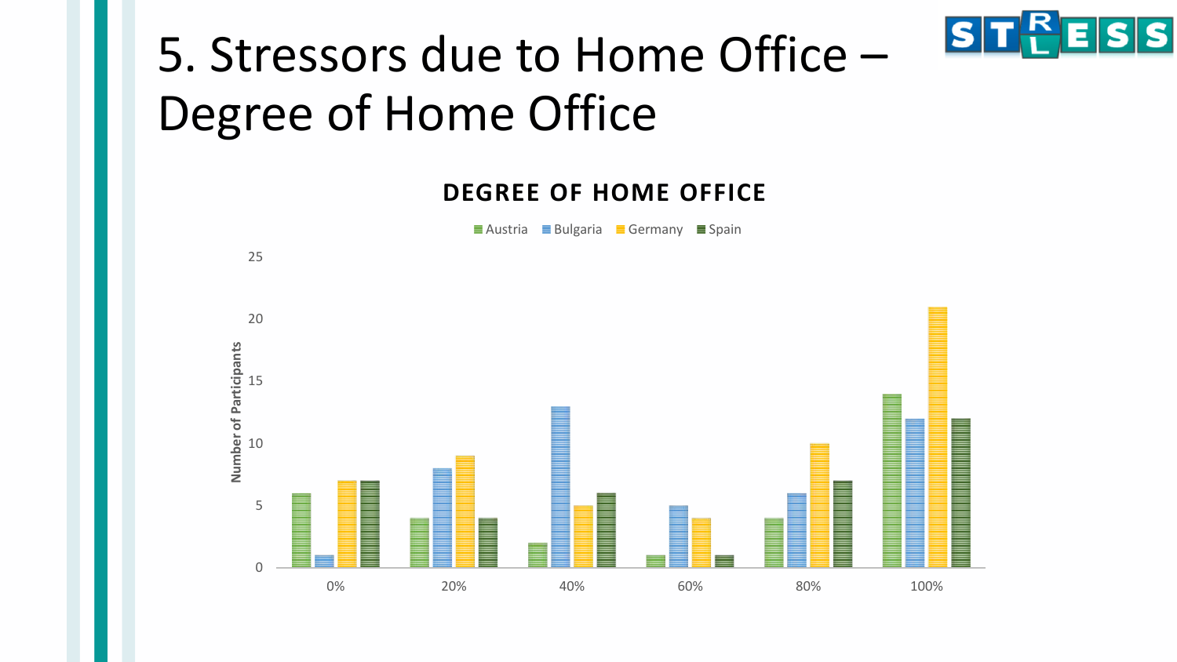# 5. Stressors due to Home Office – Degree of Home Office

**DEGREE OF HOME OFFICE**

| Degree of Home Office | Austria | Bulgaria | Germany | Spain |
|---|---|---|---|---|
| 0% | 6 | 1 | 7 | 7 |
| 20% | 4 | 8 | 9 | 4 |
| 40% | 2 | 13 | 5 | 6 |
| 60% | 1 | 5 | 4 | 1 |
| 80% | 4 | 6 | 10 | 7 |
| 100% | 14 | 12 | 21 | 12 |

Number of Participants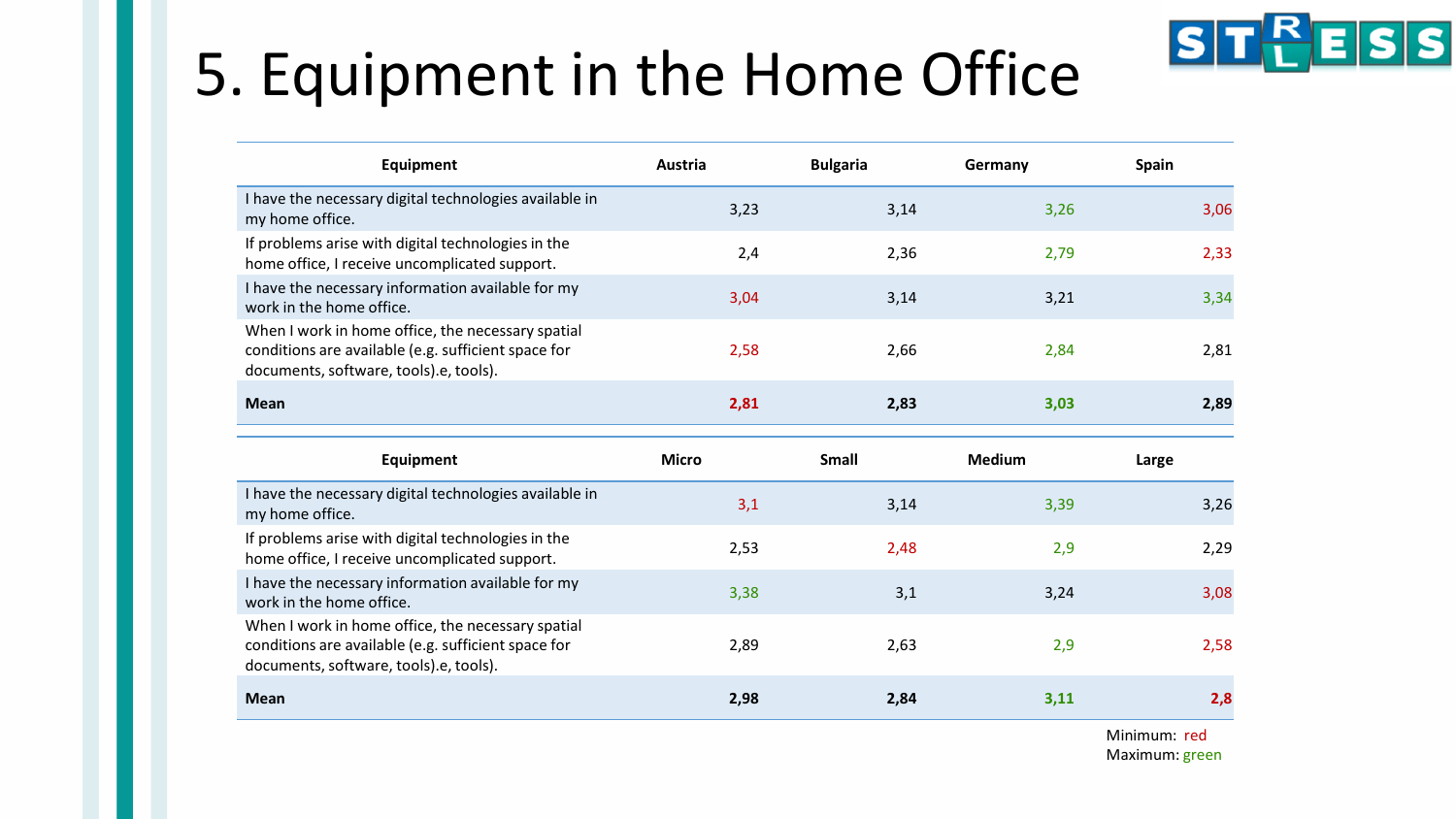# 5. Equipment in the Home Office

| Equipment | Austria | Bulgaria | Germany | Spain |
|---|---|---|---|---|
| I have the necessary digital technologies available in my home office. | 3,23 | 3,14 | 3,26 | 3,06 |
| If problems arise with digital technologies in the home office, I receive uncomplicated support. | 2,4 | 2,36 | 2,79 | 2,33 |
| I have the necessary information available for my work in the home office. | 3,04 | 3,14 | 3,21 | 3,34 |
| When I work in home office, the necessary spatial conditions are available (e.g. sufficient space for documents, software, tools).e, tools). | 2,58 | 2,66 | 2,84 | 2,81 |
| **Mean** | **2,81** | **2,83** | **3,03** | **2,89** |

| Equipment | Micro | Small | Medium | Large |
|---|---|---|---|---|
| I have the necessary digital technologies available in my home office. | 3,1 | 3,14 | 3,39 | 3,26 |
| If problems arise with digital technologies in the home office, I receive uncomplicated support. | 2,53 | 2,48 | 2,9 | 2,29 |
| I have the necessary information available for my work in the home office. | 3,38 | 3,1 | 3,24 | 3,08 |
| When I work in home office, the necessary spatial conditions are available (e.g. sufficient space for documents, software, tools).e, tools). | 2,89 | 2,63 | 2,9 | 2,58 |
| **Mean** | **2,98** | **2,84** | **3,11** | **2,8** |

Minimum: red
Maximum: green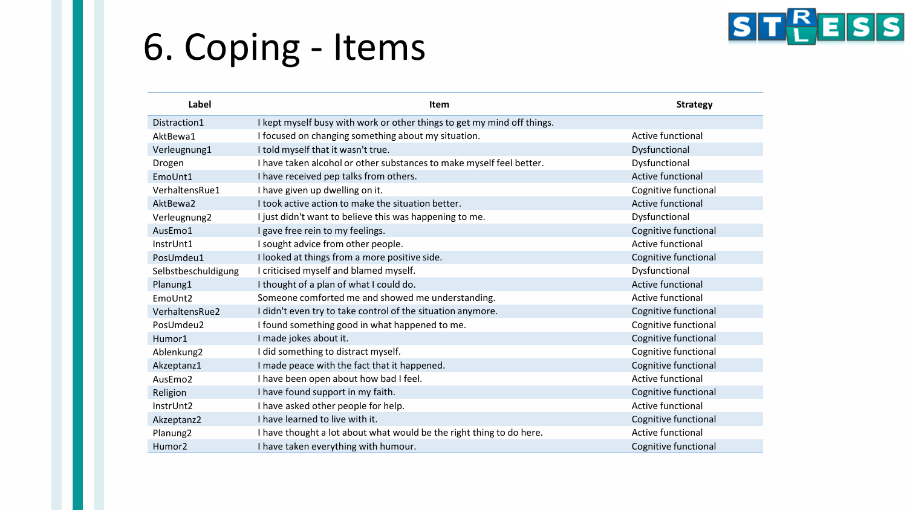# 6. Coping - Items

| Label | Item | Strategy |
|---|---|---|
| Distraction1 | I kept myself busy with work or other things to get my mind off things. | |
| AktBewa1 | I focused on changing something about my situation. | Active functional |
| Verleugnung1 | I told myself that it wasn't true. | Dysfunctional |
| Drogen | I have taken alcohol or other substances to make myself feel better. | Dysfunctional |
| EmoUnt1 | I have received pep talks from others. | Active functional |
| VerhaltensRue1 | I have given up dwelling on it. | Cognitive functional |
| AktBewa2 | I took active action to make the situation better. | Active functional |
| Verleugnung2 | I just didn't want to believe this was happening to me. | Dysfunctional |
| AusEmo1 | I gave free rein to my feelings. | Cognitive functional |
| InstrUnt1 | I sought advice from other people. | Active functional |
| PosUmdeu1 | I looked at things from a more positive side. | Cognitive functional |
| Selbstbeschuldigung | I criticised myself and blamed myself. | Dysfunctional |
| Planung1 | I thought of a plan of what I could do. | Active functional |
| EmoUnt2 | Someone comforted me and showed me understanding. | Active functional |
| VerhaltensRue2 | I didn't even try to take control of the situation anymore. | Cognitive functional |
| PosUmdeu2 | I found something good in what happened to me. | Cognitive functional |
| Humor1 | I made jokes about it. | Cognitive functional |
| Ablenkung2 | I did something to distract myself. | Cognitive functional |
| Akzeptanz1 | I made peace with the fact that it happened. | Cognitive functional |
| AusEmo2 | I have been open about how bad I feel. | Active functional |
| Religion | I have found support in my faith. | Cognitive functional |
| InstrUnt2 | I have asked other people for help. | Active functional |
| Akzeptanz2 | I have learned to live with it. | Cognitive functional |
| Planung2 | I have thought a lot about what would be the right thing to do here. | Active functional |
| Humor2 | I have taken everything with humour. | Cognitive functional |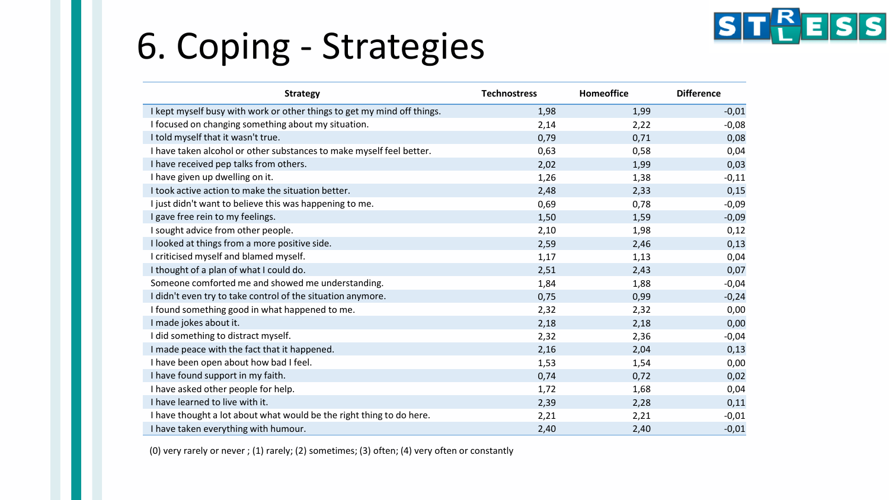# 6. Coping - Strategies

| Strategy | Technostress | Homeoffice | Difference |
|---|---|---|---|
| I kept myself busy with work or other things to get my mind off things. | 1,98 | 1,99 | -0,01 |
| I focused on changing something about my situation. | 2,14 | 2,22 | -0,08 |
| I told myself that it wasn't true. | 0,79 | 0,71 | 0,08 |
| I have taken alcohol or other substances to make myself feel better. | 0,63 | 0,58 | 0,04 |
| I have received pep talks from others. | 2,02 | 1,99 | 0,03 |
| I have given up dwelling on it. | 1,26 | 1,38 | -0,11 |
| I took active action to make the situation better. | 2,48 | 2,33 | 0,15 |
| I just didn't want to believe this was happening to me. | 0,69 | 0,78 | -0,09 |
| I gave free rein to my feelings. | 1,50 | 1,59 | -0,09 |
| I sought advice from other people. | 2,10 | 1,98 | 0,12 |
| I looked at things from a more positive side. | 2,59 | 2,46 | 0,13 |
| I criticised myself and blamed myself. | 1,17 | 1,13 | 0,04 |
| I thought of a plan of what I could do. | 2,51 | 2,43 | 0,07 |
| Someone comforted me and showed me understanding. | 1,84 | 1,88 | -0,04 |
| I didn't even try to take control of the situation anymore. | 0,75 | 0,99 | -0,24 |
| I found something good in what happened to me. | 2,32 | 2,32 | 0,00 |
| I made jokes about it. | 2,18 | 2,18 | 0,00 |
| I did something to distract myself. | 2,32 | 2,36 | -0,04 |
| I made peace with the fact that it happened. | 2,16 | 2,04 | 0,13 |
| I have been open about how bad I feel. | 1,53 | 1,54 | 0,00 |
| I have found support in my faith. | 0,74 | 0,72 | 0,02 |
| I have asked other people for help. | 1,72 | 1,68 | 0,04 |
| I have learned to live with it. | 2,39 | 2,28 | 0,11 |
| I have thought a lot about what would be the right thing to do here. | 2,21 | 2,21 | -0,01 |
| I have taken everything with humour. | 2,40 | 2,40 | -0,01 |

(0) very rarely or never ; (1) rarely; (2) sometimes; (3) often; (4) very often or constantly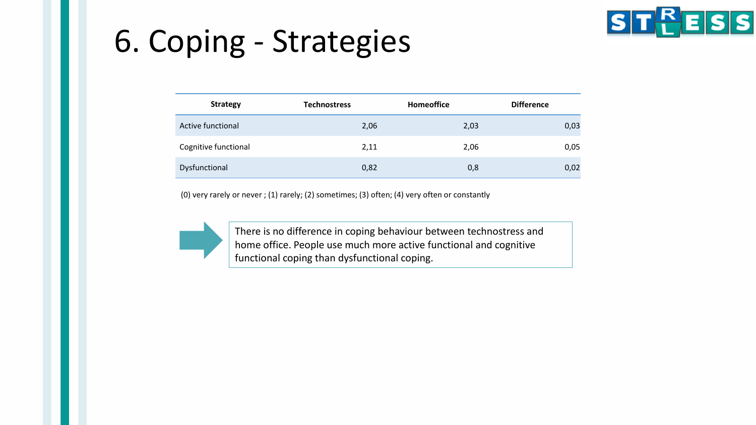# 6. Coping - Strategies

| Strategy | Technostress | Homeoffice | Difference |
|---|---|---|---|
| Active functional | 2,06 | 2,03 | 0,03 |
| Cognitive functional | 2,11 | 2,06 | 0,05 |
| Dysfunctional | 0,82 | 0,8 | 0,02 |

(0) very rarely or never ; (1) rarely; (2) sometimes; (3) often; (4) very often or constantly

There is no difference in coping behaviour between technostress and home office. People use much more active functional and cognitive functional coping than dysfunctional coping.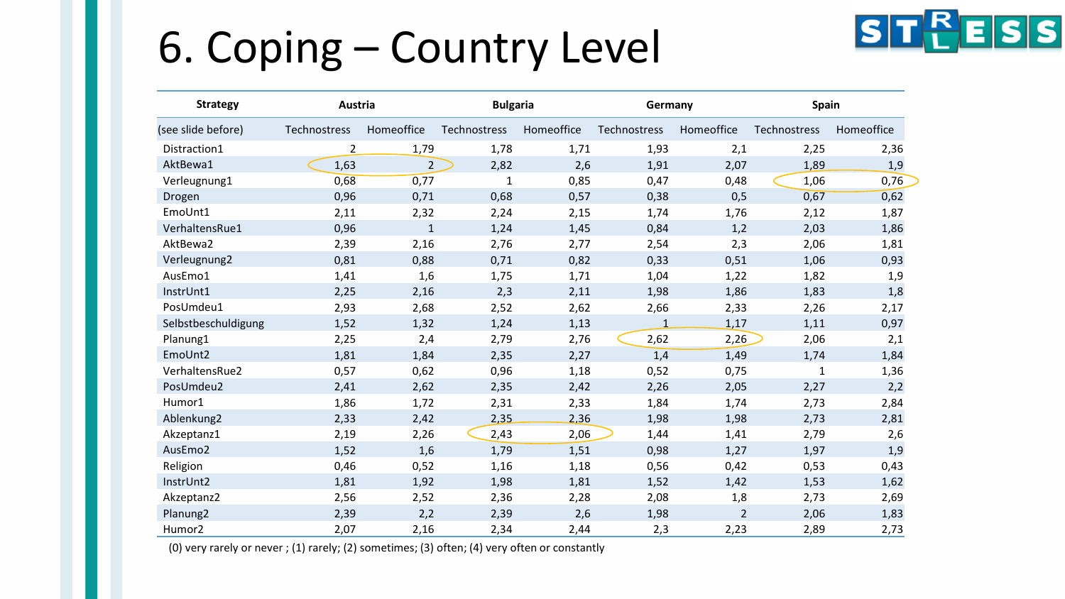# 6. Coping – Country Level

| Strategy | Austria | | Bulgaria | | Germany | | Spain | |
|---|---|---|---|---|---|---|---|---|
| (see slide before) | Technostress | Homeoffice | Technostress | Homeoffice | Technostress | Homeoffice | Technostress | Homeoffice |
| Distraction1 | 2 | 1,79 | 1,78 | 1,71 | 1,93 | 2,1 | 2,25 | 2,36 |
| AktBewa1 | 1,63 | 2 | 2,82 | 2,6 | 1,91 | 2,07 | 1,89 | 1,9 |
| Verleugnung1 | 0,68 | 0,77 | 1 | 0,85 | 0,47 | 0,48 | 1,06 | 0,76 |
| Drogen | 0,96 | 0,71 | 0,68 | 0,57 | 0,38 | 0,5 | 0,67 | 0,62 |
| EmoUnt1 | 2,11 | 2,32 | 2,24 | 2,15 | 1,74 | 1,76 | 2,12 | 1,87 |
| VerhaltensRue1 | 0,96 | 1 | 1,24 | 1,45 | 0,84 | 1,2 | 2,03 | 1,86 |
| AktBewa2 | 2,39 | 2,16 | 2,76 | 2,77 | 2,54 | 2,3 | 2,06 | 1,81 |
| Verleugnung2 | 0,81 | 0,88 | 0,71 | 0,82 | 0,33 | 0,51 | 1,06 | 0,93 |
| AusEmo1 | 1,41 | 1,6 | 1,75 | 1,71 | 1,04 | 1,22 | 1,82 | 1,9 |
| InstrUnt1 | 2,25 | 2,16 | 2,3 | 2,11 | 1,98 | 1,86 | 1,83 | 1,8 |
| PosUmdeu1 | 2,93 | 2,68 | 2,52 | 2,62 | 2,66 | 2,33 | 2,26 | 2,17 |
| Selbstbeschuldigung | 1,52 | 1,32 | 1,24 | 1,13 | 1 | 1,17 | 1,11 | 0,97 |
| Planung1 | 2,25 | 2,4 | 2,79 | 2,76 | 2,62 | 2,26 | 2,06 | 2,1 |
| EmoUnt2 | 1,81 | 1,84 | 2,35 | 2,27 | 1,4 | 1,49 | 1,74 | 1,84 |
| VerhaltensRue2 | 0,57 | 0,62 | 0,96 | 1,18 | 0,52 | 0,75 | 1 | 1,36 |
| PosUmdeu2 | 2,41 | 2,62 | 2,35 | 2,42 | 2,26 | 2,05 | 2,27 | 2,2 |
| Humor1 | 1,86 | 1,72 | 2,31 | 2,33 | 1,84 | 1,74 | 2,73 | 2,84 |
| Ablenkung2 | 2,33 | 2,42 | 2,35 | 2,36 | 1,98 | 1,98 | 2,73 | 2,81 |
| Akzeptanz1 | 2,19 | 2,26 | 2,43 | 2,06 | 1,44 | 1,41 | 2,79 | 2,6 |
| AusEmo2 | 1,52 | 1,6 | 1,79 | 1,51 | 0,98 | 1,27 | 1,97 | 1,9 |
| Religion | 0,46 | 0,52 | 1,16 | 1,18 | 0,56 | 0,42 | 0,53 | 0,43 |
| InstrUnt2 | 1,81 | 1,92 | 1,98 | 1,81 | 1,52 | 1,42 | 1,53 | 1,62 |
| Akzeptanz2 | 2,56 | 2,52 | 2,36 | 2,28 | 2,08 | 1,8 | 2,73 | 2,69 |
| Planung2 | 2,39 | 2,2 | 2,39 | 2,6 | 1,98 | 2 | 2,06 | 1,83 |
| Humor2 | 2,07 | 2,16 | 2,34 | 2,44 | 2,3 | 2,23 | 2,89 | 2,73 |

(0) very rarely or never ; (1) rarely; (2) sometimes; (3) often; (4) very often or constantly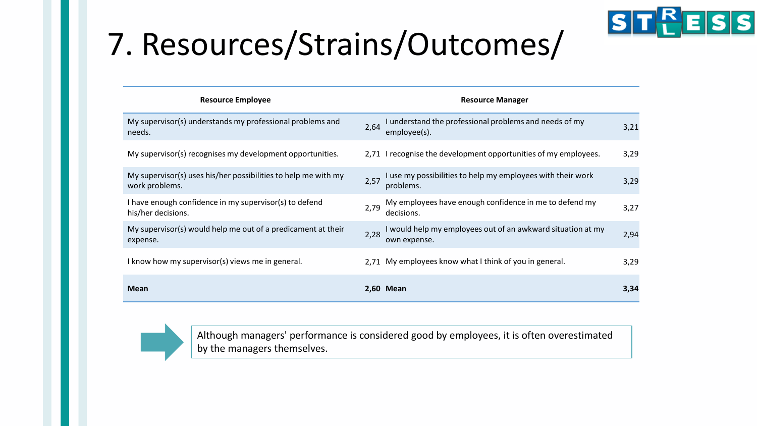# 7. Resources/Strains/Outcomes/

| Resource Employee | | Resource Manager | |
|---|---|---|---|
| My supervisor(s) understands my professional problems and needs. | 2,64 | I understand the professional problems and needs of my employee(s). | 3,21 |
| My supervisor(s) recognises my development opportunities. | 2,71 | I recognise the development opportunities of my employees. | 3,29 |
| My supervisor(s) uses his/her possibilities to help me with my work problems. | 2,57 | I use my possibilities to help my employees with their work problems. | 3,29 |
| I have enough confidence in my supervisor(s) to defend his/her decisions. | 2,79 | My employees have enough confidence in me to defend my decisions. | 3,27 |
| My supervisor(s) would help me out of a predicament at their expense. | 2,28 | I would help my employees out of an awkward situation at my own expense. | 2,94 |
| I know how my supervisor(s) views me in general. | 2,71 | My employees know what I think of you in general. | 3,29 |
| **Mean** | **2,60** | **Mean** | **3,34** |

Although managers' performance is considered good by employees, it is often overestimated by the managers themselves.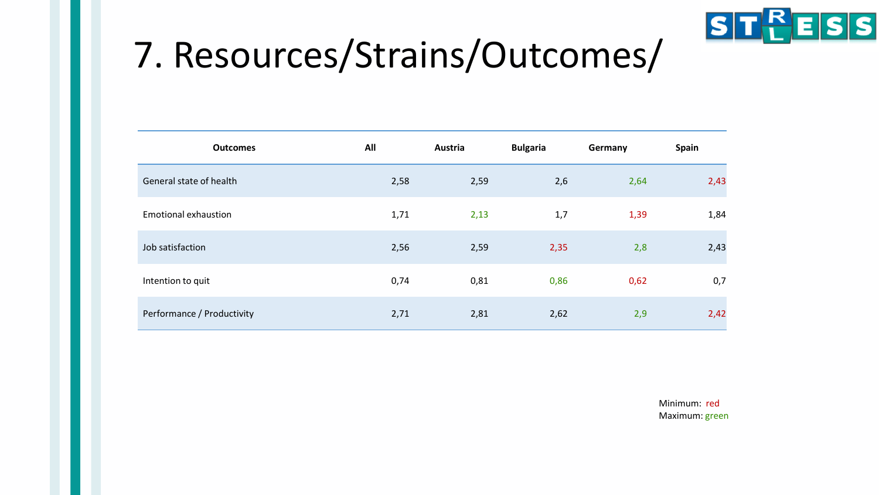# 7. Resources/Strains/Outcomes/

| Outcomes | All | Austria | Bulgaria | Germany | Spain |
|---|---|---|---|---|---|
| General state of health | 2,58 | 2,59 | 2,6 | 2,64 | 2,43 |
| Emotional exhaustion | 1,71 | 2,13 | 1,7 | 1,39 | 1,84 |
| Job satisfaction | 2,56 | 2,59 | 2,35 | 2,8 | 2,43 |
| Intention to quit | 0,74 | 0,81 | 0,86 | 0,62 | 0,7 |
| Performance / Productivity | 2,71 | 2,81 | 2,62 | 2,9 | 2,42 |

Minimum: red
Maximum: green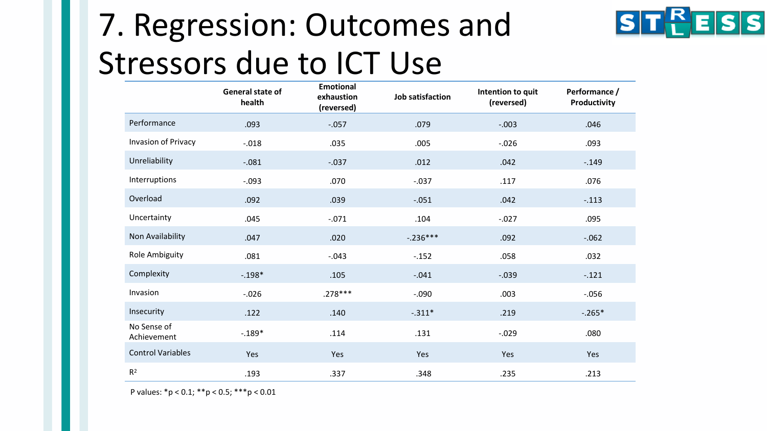# 7. Regression: Outcomes and Stressors due to ICT Use

| | General state of health | Emotional exhaustion (reversed) | Job satisfaction | Intention to quit (reversed) | Performance / Productivity |
|---|---|---|---|---|---|
| Performance | .093 | -.057 | .079 | -.003 | .046 |
| Invasion of Privacy | -.018 | .035 | .005 | -.026 | .093 |
| Unreliability | -.081 | -.037 | .012 | .042 | -.149 |
| Interruptions | -.093 | .070 | -.037 | .117 | .076 |
| Overload | .092 | .039 | -.051 | .042 | -.113 |
| Uncertainty | .045 | -.071 | .104 | -.027 | .095 |
| Non Availability | .047 | .020 | -.236*** | .092 | -.062 |
| Role Ambiguity | .081 | -.043 | -.152 | .058 | .032 |
| Complexity | -.198* | .105 | -.041 | -.039 | -.121 |
| Invasion | -.026 | .278*** | -.090 | .003 | -.056 |
| Insecurity | .122 | .140 | -.311* | .219 | -.265* |
| No Sense of Achievement | -.189* | .114 | .131 | -.029 | .080 |
| Control Variables | Yes | Yes | Yes | Yes | Yes |
| $R^2$ | .193 | .337 | .348 | .235 | .213 |

P values: *p < 0.1; **p < 0.5; ***p < 0.01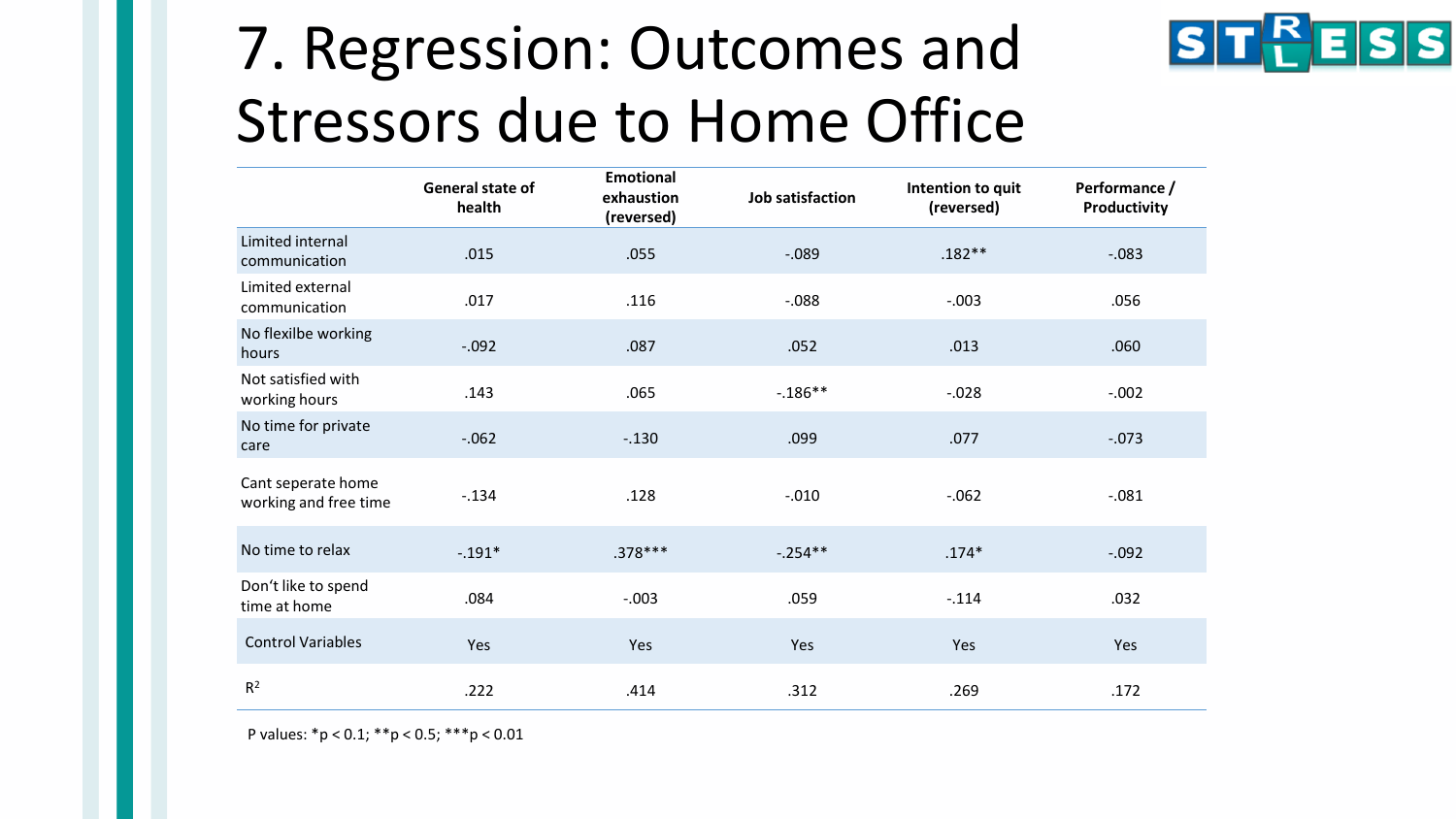# 7. Regression: Outcomes and Stressors due to Home Office

| | General state of health | Emotional exhaustion (reversed) | Job satisfaction | Intention to quit (reversed) | Performance / Productivity |
|---|---|---|---|---|---|
| Limited internal communication | .015 | .055 | -.089 | .182** | -.083 |
| Limited external communication | .017 | .116 | -.088 | -.003 | .056 |
| No flexilbe working hours | -.092 | .087 | .052 | .013 | .060 |
| Not satisfied with working hours | .143 | .065 | -.186** | -.028 | -.002 |
| No time for private care | -.062 | -.130 | .099 | .077 | -.073 |
| Cant seperate home working and free time | -.134 | .128 | -.010 | -.062 | -.081 |
| No time to relax | -.191* | .378*** | -.254** | .174* | -.092 |
| Don't like to spend time at home | .084 | -.003 | .059 | -.114 | .032 |
| Control Variables | Yes | Yes | Yes | Yes | Yes |
| $R^2$ | .222 | .414 | .312 | .269 | .172 |

P values: *p < 0.1; **p < 0.5; ***p < 0.01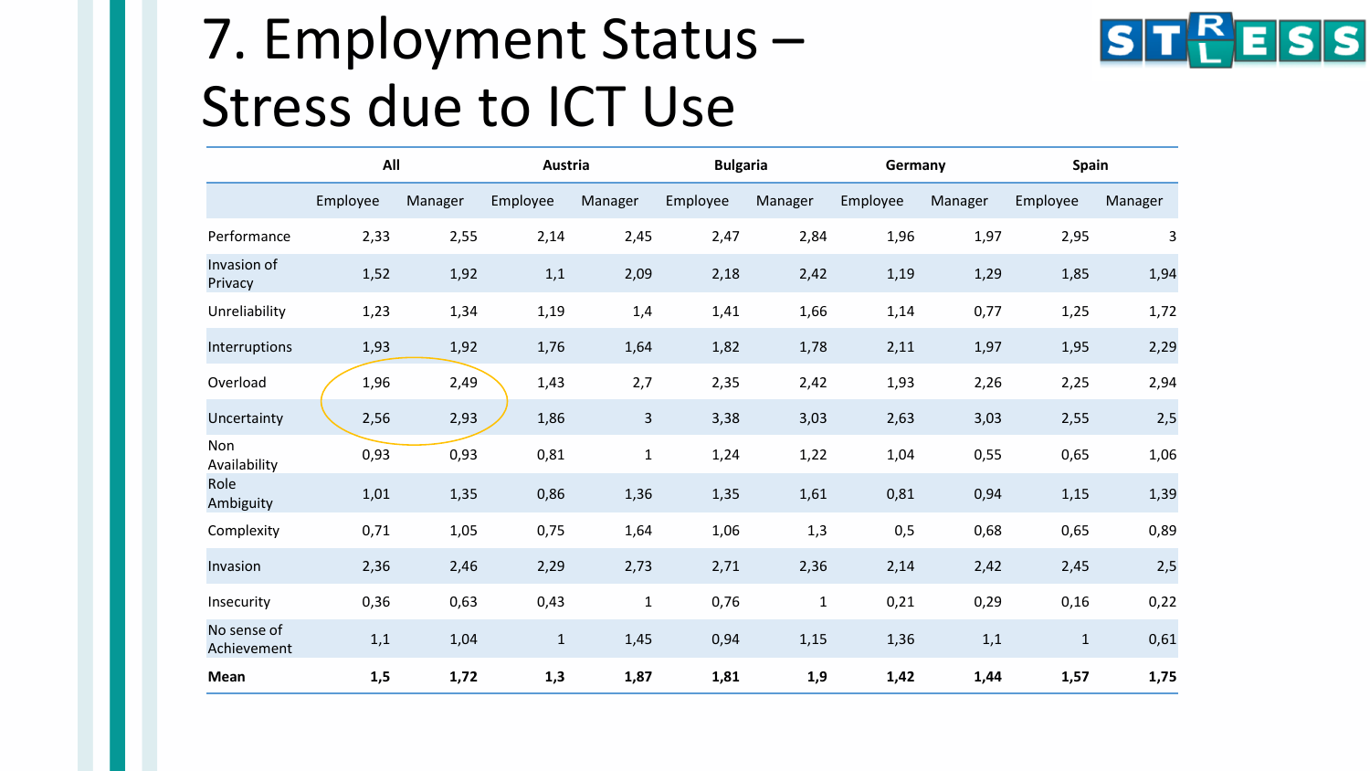# 7. Employment Status – Stress due to ICT Use

| | All | | Austria | | Bulgaria | | Germany | | Spain | |
|---|---|---|---|---|---|---|---|---|---|---|
| | Employee | Manager | Employee | Manager | Employee | Manager | Employee | Manager | Employee | Manager |
| Performance | 2,33 | 2,55 | 2,14 | 2,45 | 2,47 | 2,84 | 1,96 | 1,97 | 2,95 | 3 |
| Invasion of Privacy | 1,52 | 1,92 | 1,1 | 2,09 | 2,18 | 2,42 | 1,19 | 1,29 | 1,85 | 1,94 |
| Unreliability | 1,23 | 1,34 | 1,19 | 1,4 | 1,41 | 1,66 | 1,14 | 0,77 | 1,25 | 1,72 |
| Interruptions | 1,93 | 1,92 | 1,76 | 1,64 | 1,82 | 1,78 | 2,11 | 1,97 | 1,95 | 2,29 |
| Overload | 1,96 | 2,49 | 1,43 | 2,7 | 2,35 | 2,42 | 1,93 | 2,26 | 2,25 | 2,94 |
| Uncertainty | 2,56 | 2,93 | 1,86 | 3 | 3,38 | 3,03 | 2,63 | 3,03 | 2,55 | 2,5 |
| Non Availability | 0,93 | 0,93 | 0,81 | 1 | 1,24 | 1,22 | 1,04 | 0,55 | 0,65 | 1,06 |
| Role Ambiguity | 1,01 | 1,35 | 0,86 | 1,36 | 1,35 | 1,61 | 0,81 | 0,94 | 1,15 | 1,39 |
| Complexity | 0,71 | 1,05 | 0,75 | 1,64 | 1,06 | 1,3 | 0,5 | 0,68 | 0,65 | 0,89 |
| Invasion | 2,36 | 2,46 | 2,29 | 2,73 | 2,71 | 2,36 | 2,14 | 2,42 | 2,45 | 2,5 |
| Insecurity | 0,36 | 0,63 | 0,43 | 1 | 0,76 | 1 | 0,21 | 0,29 | 0,16 | 0,22 |
| No sense of Achievement | 1,1 | 1,04 | 1 | 1,45 | 0,94 | 1,15 | 1,36 | 1,1 | 1 | 0,61 |
| **Mean** | **1,5** | **1,72** | **1,3** | **1,87** | **1,81** | **1,9** | **1,42** | **1,44** | **1,57** | **1,75** |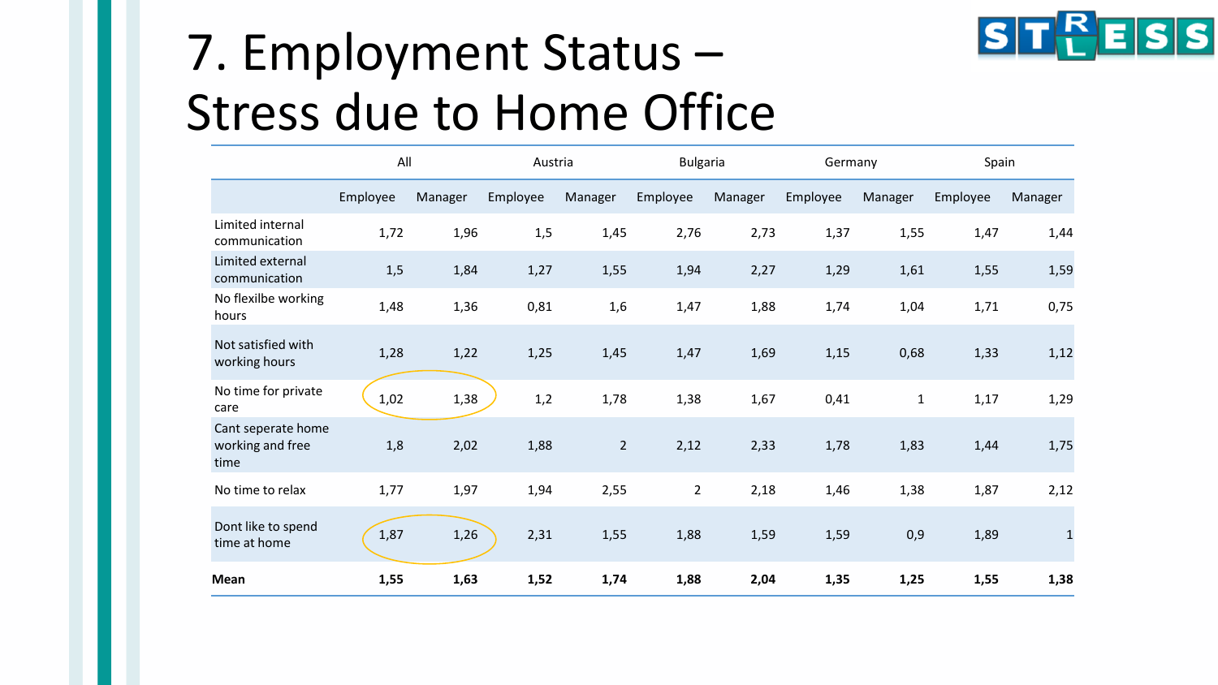# 7. Employment Status – Stress due to Home Office

| | All | | Austria | | Bulgaria | | Germany | | Spain | |
|---|---|---|---|---|---|---|---|---|---|---|
| | Employee | Manager | Employee | Manager | Employee | Manager | Employee | Manager | Employee | Manager |
| Limited internal communication | 1,72 | 1,96 | 1,5 | 1,45 | 2,76 | 2,73 | 1,37 | 1,55 | 1,47 | 1,44 |
| Limited external communication | 1,5 | 1,84 | 1,27 | 1,55 | 1,94 | 2,27 | 1,29 | 1,61 | 1,55 | 1,59 |
| No flexilbe working hours | 1,48 | 1,36 | 0,81 | 1,6 | 1,47 | 1,88 | 1,74 | 1,04 | 1,71 | 0,75 |
| Not satisfied with working hours | 1,28 | 1,22 | 1,25 | 1,45 | 1,47 | 1,69 | 1,15 | 0,68 | 1,33 | 1,12 |
| No time for private care | 1,02 | 1,38 | 1,2 | 1,78 | 1,38 | 1,67 | 0,41 | 1 | 1,17 | 1,29 |
| Cant seperate home working and free time | 1,8 | 2,02 | 1,88 | 2 | 2,12 | 2,33 | 1,78 | 1,83 | 1,44 | 1,75 |
| No time to relax | 1,77 | 1,97 | 1,94 | 2,55 | 2 | 2,18 | 1,46 | 1,38 | 1,87 | 2,12 |
| Dont like to spend time at home | 1,87 | 1,26 | 2,31 | 1,55 | 1,88 | 1,59 | 1,59 | 0,9 | 1,89 | 1 |
| **Mean** | **1,55** | **1,63** | **1,52** | **1,74** | **1,88** | **2,04** | **1,35** | **1,25** | **1,55** | **1,38** |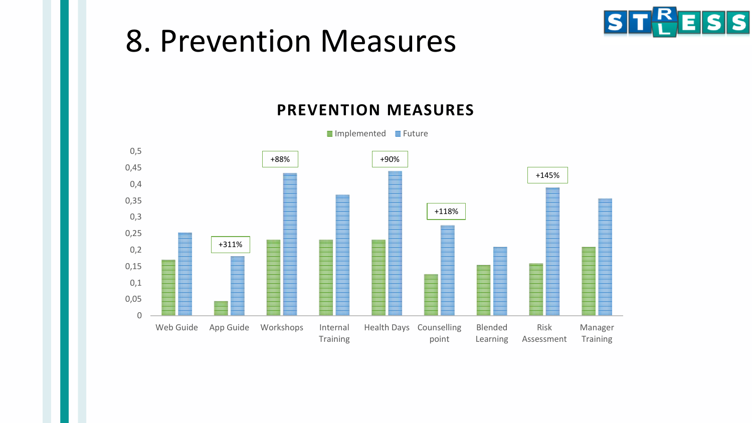# 8. Prevention Measures

**PREVENTION MEASURES**

Implemented | Future

| Measure | Implemented | Future | Change |
|---|---|---|---|
| Web Guide | 0,17 | 0,25 | |
| App Guide | 0,04 | 0,18 | +311% |
| Workshops | 0,23 | 0,43 | +88% |
| Internal Training | 0,23 | 0,37 | |
| Health Days | 0,23 | 0,44 | +90% |
| Counselling point | 0,13 | 0,27 | +118% |
| Blended Learning | 0,15 | 0,21 | |
| Risk Assessment | 0,16 | 0,39 | +145% |
| Manager Training | 0,21 | 0,36 | |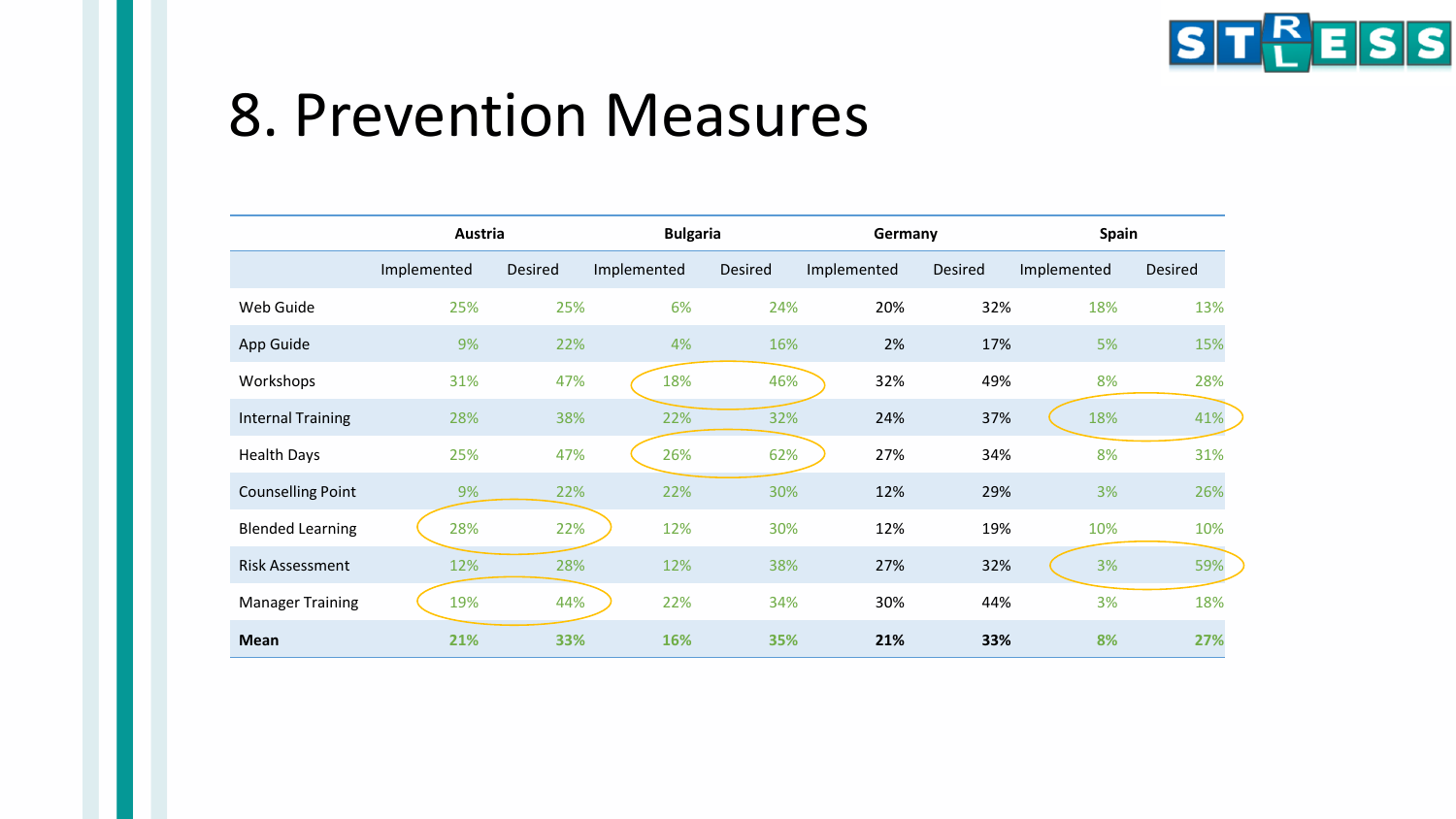# 8. Prevention Measures

| | Austria | | Bulgaria | | Germany | | Spain | |
|---|---|---|---|---|---|---|---|---|
| | Implemented | Desired | Implemented | Desired | Implemented | Desired | Implemented | Desired |
| Web Guide | 25% | 25% | 6% | 24% | 20% | 32% | 18% | 13% |
| App Guide | 9% | 22% | 4% | 16% | 2% | 17% | 5% | 15% |
| Workshops | 31% | 47% | 18% | 46% | 32% | 49% | 8% | 28% |
| Internal Training | 28% | 38% | 22% | 32% | 24% | 37% | 18% | 41% |
| Health Days | 25% | 47% | 26% | 62% | 27% | 34% | 8% | 31% |
| Counselling Point | 9% | 22% | 22% | 30% | 12% | 29% | 3% | 26% |
| Blended Learning | 28% | 22% | 12% | 30% | 12% | 19% | 10% | 10% |
| Risk Assessment | 12% | 28% | 12% | 38% | 27% | 32% | 3% | 59% |
| Manager Training | 19% | 44% | 22% | 34% | 30% | 44% | 3% | 18% |
| **Mean** | **21%** | **33%** | **16%** | **35%** | **21%** | **33%** | **8%** | **27%** |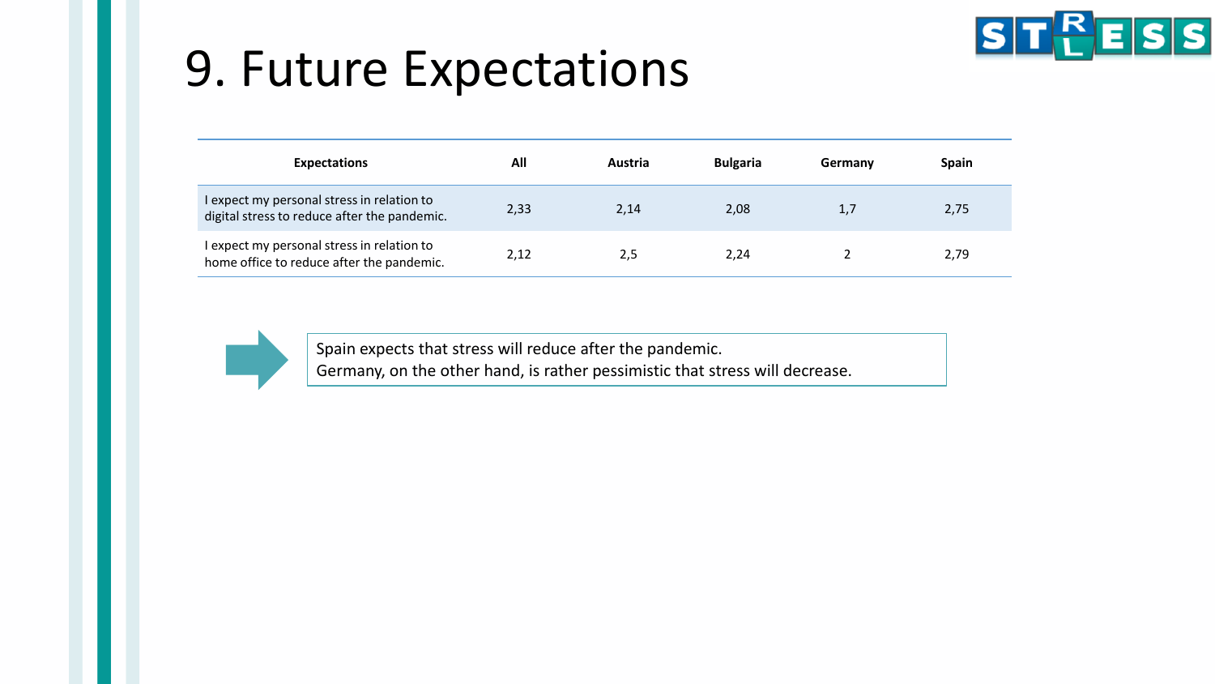# 9. Future Expectations

| Expectations | All | Austria | Bulgaria | Germany | Spain |
|---|---|---|---|---|---|
| I expect my personal stress in relation to digital stress to reduce after the pandemic. | 2,33 | 2,14 | 2,08 | 1,7 | 2,75 |
| I expect my personal stress in relation to home office to reduce after the pandemic. | 2,12 | 2,5 | 2,24 | 2 | 2,79 |

Spain expects that stress will reduce after the pandemic.
Germany, on the other hand, is rather pessimistic that stress will decrease.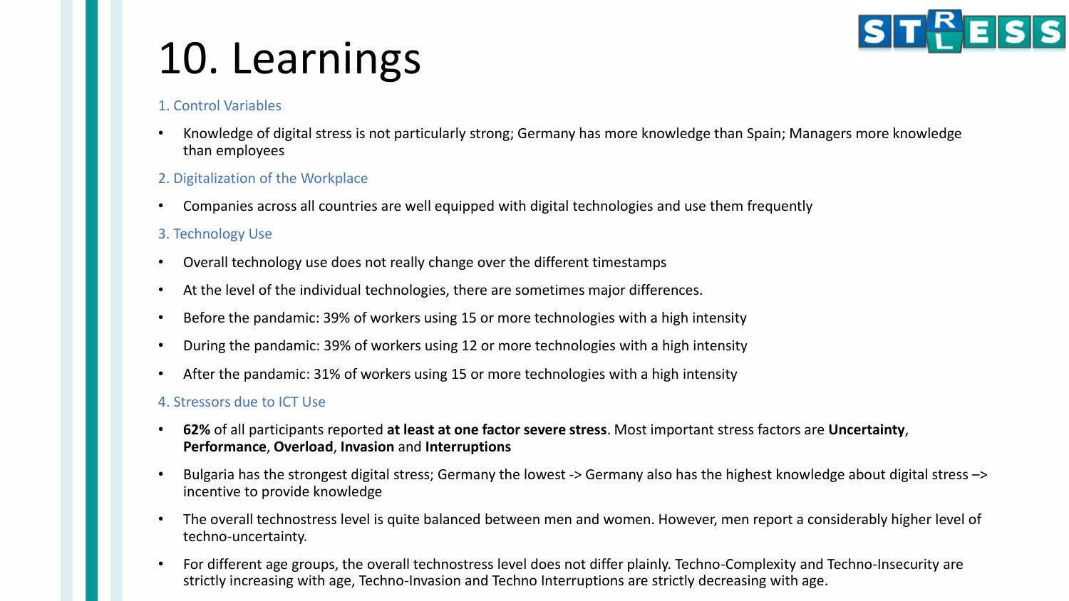# 10. Learnings

### 1. Control Variables

- Knowledge of digital stress is not particularly strong; Germany has more knowledge than Spain; Managers more knowledge than employees

### 2. Digitalization of the Workplace

- Companies across all countries are well equipped with digital technologies and use them frequently

### 3. Technology Use

- Overall technology use does not really change over the different timestamps
- At the level of the individual technologies, there are sometimes major differences.
- Before the pandamic: 39% of workers using 15 or more technologies with a high intensity
- During the pandamic: 39% of workers using 12 or more technologies with a high intensity
- After the pandamic: 31% of workers using 15 or more technologies with a high intensity

### 4. Stressors due to ICT Use

- **62%** of all participants reported **at least at one factor severe stress**. Most important stress factors are **Uncertainty**, **Performance**, **Overload**, **Invasion** and **Interruptions**
- Bulgaria has the strongest digital stress; Germany the lowest -> Germany also has the highest knowledge about digital stress –> incentive to provide knowledge
- The overall technostress level is quite balanced between men and women. However, men report a considerably higher level of techno-uncertainty.
- For different age groups, the overall technostress level does not differ plainly. Techno-Complexity and Techno-Insecurity are strictly increasing with age, Techno-Invasion and Techno Interruptions are strictly decreasing with age.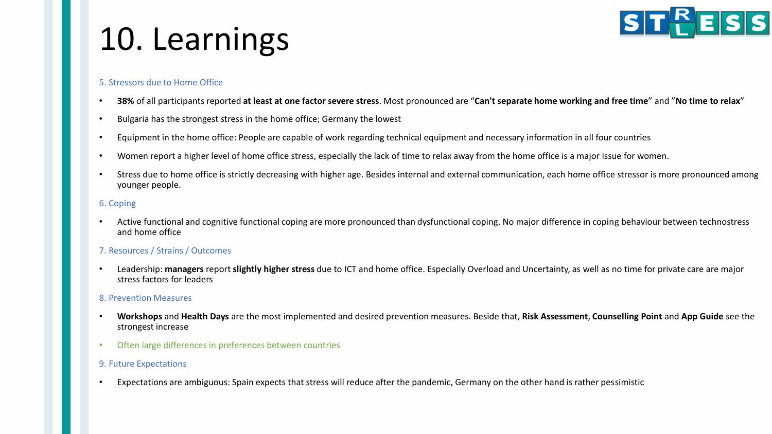# 10. Learnings

### 5. Stressors due to Home Office

- **38%** of all participants reported **at least at one factor severe stress**. Most pronounced are “**Can't separate home working and free time**” and ”**No time to relax**”
- Bulgaria has the strongest stress in the home office; Germany the lowest
- Equipment in the home office: People are capable of work regarding technical equipment and necessary information in all four countries
- Women report a higher level of home office stress, especially the lack of time to relax away from the home office is a major issue for women.
- Stress due to home office is strictly decreasing with higher age. Besides internal and external communication, each home office stressor is more pronounced among younger people.

### 6. Coping

- Active functional and cognitive functional coping are more pronounced than dysfunctional coping. No major difference in coping behaviour between technostress and home office

### 7. Resources / Strains / Outcomes

- Leadership: **managers** report **slightly higher stress** due to ICT and home office. Especially Overload and Uncertainty, as well as no time for private care are major stress factors for leaders

### 8. Prevention Measures

- **Workshops** and **Health Days** are the most implemented and desired prevention measures. Beside that, **Risk Assessment**, **Counselling Point** and **App Guide** see the strongest increase
- Often large differences in preferences between countries

### 9. Future Expectations

- Expectations are ambiguous: Spain expects that stress will reduce after the pandemic, Germany on the other hand is rather pessimistic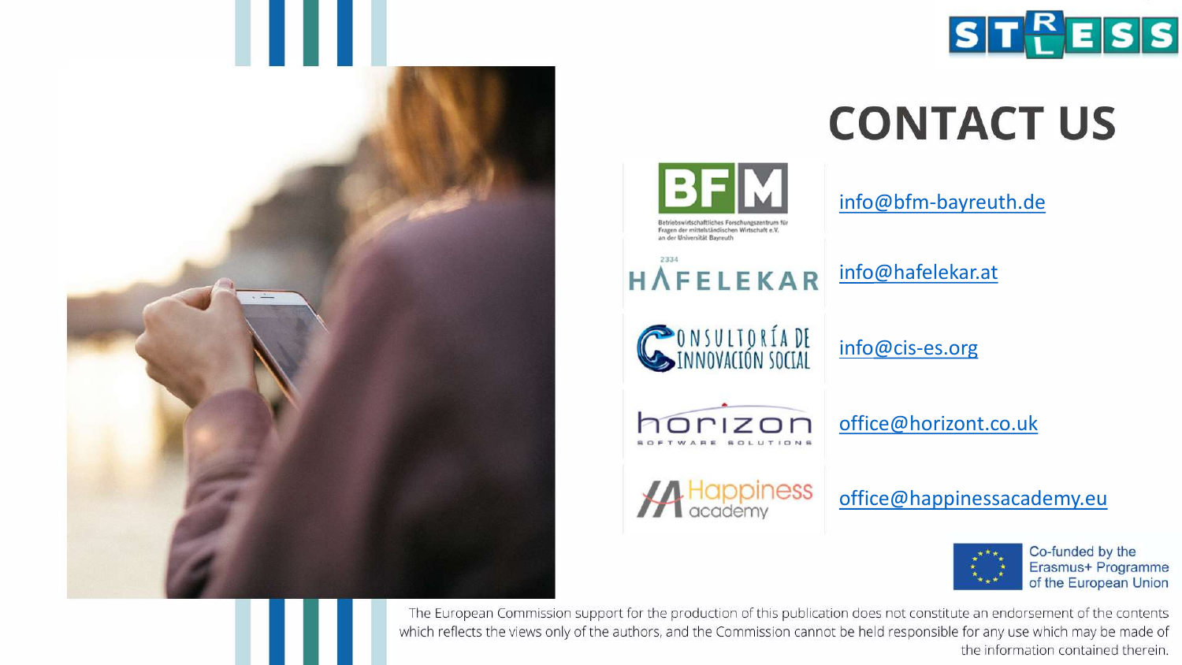# CONTACT US

| | |
|---|---|
| BFM | info@bfm-bayreuth.de |
| HAFELEKAR | info@hafelekar.at |
| Consultoría de Innovación Social | info@cis-es.org |
| horizon software solutions | office@horizont.co.uk |
| Happiness academy | office@happinessacademy.eu |

Co-funded by the Erasmus+ Programme of the European Union

The European Commission support for the production of this publication does not constitute an endorsement of the contents which reflects the views only of the authors, and the Commission cannot be held responsible for any use which may be made of the information contained therein.